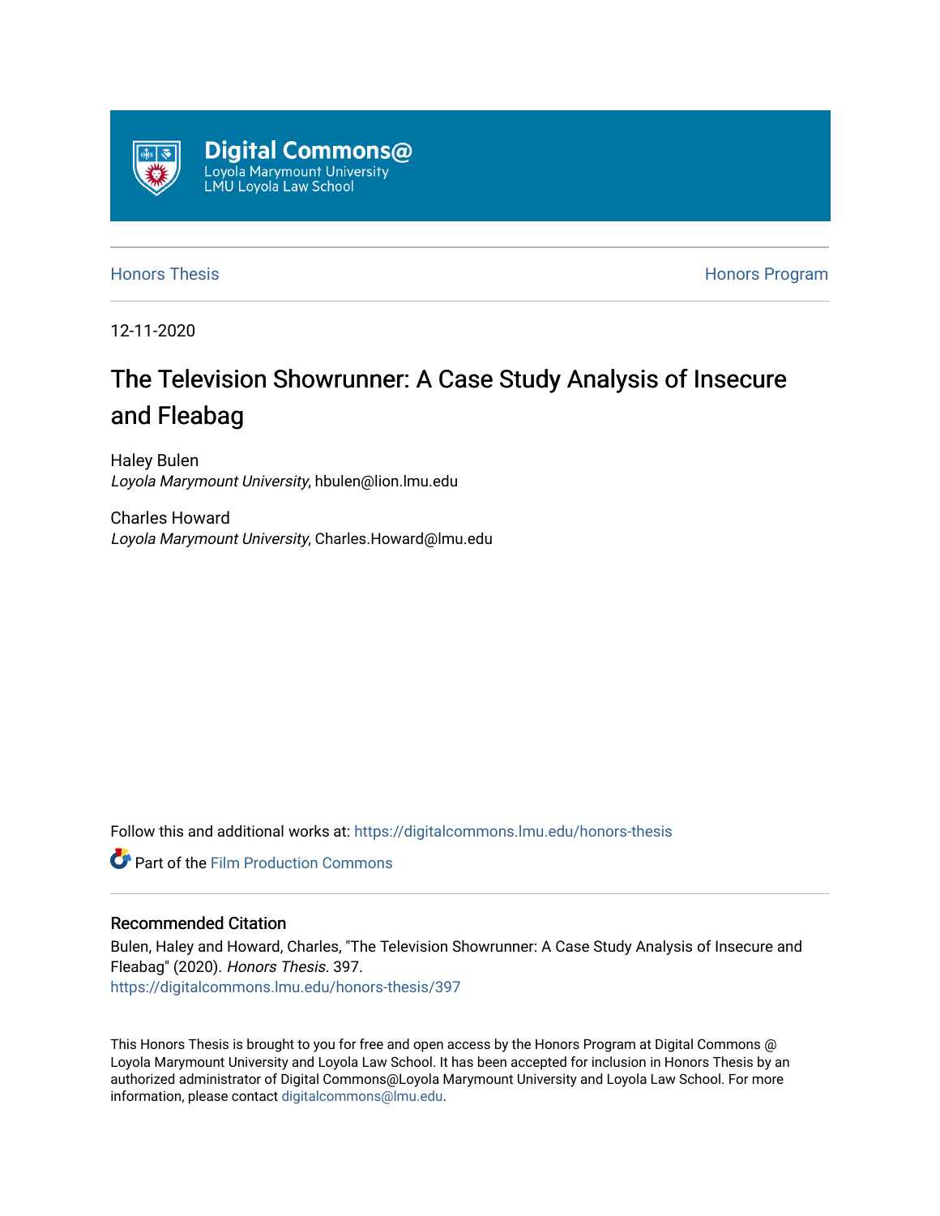Digital Commons@
Loyola Marymount University
LMU Loyola Law School

Honors Thesis | Honors Program

12-11-2020

# The Television Showrunner: A Case Study Analysis of Insecure and Fleabag

Haley Bulen
*Loyola Marymount University*, hbulen@lion.lmu.edu

Charles Howard
*Loyola Marymount University*, Charles.Howard@lmu.edu

Follow this and additional works at: https://digitalcommons.lmu.edu/honors-thesis

Part of the Film Production Commons

## Recommended Citation

Bulen, Haley and Howard, Charles, "The Television Showrunner: A Case Study Analysis of Insecure and Fleabag" (2020). *Honors Thesis*. 397.
https://digitalcommons.lmu.edu/honors-thesis/397

This Honors Thesis is brought to you for free and open access by the Honors Program at Digital Commons @ Loyola Marymount University and Loyola Law School. It has been accepted for inclusion in Honors Thesis by an authorized administrator of Digital Commons@Loyola Marymount University and Loyola Law School. For more information, please contact digitalcommons@lmu.edu.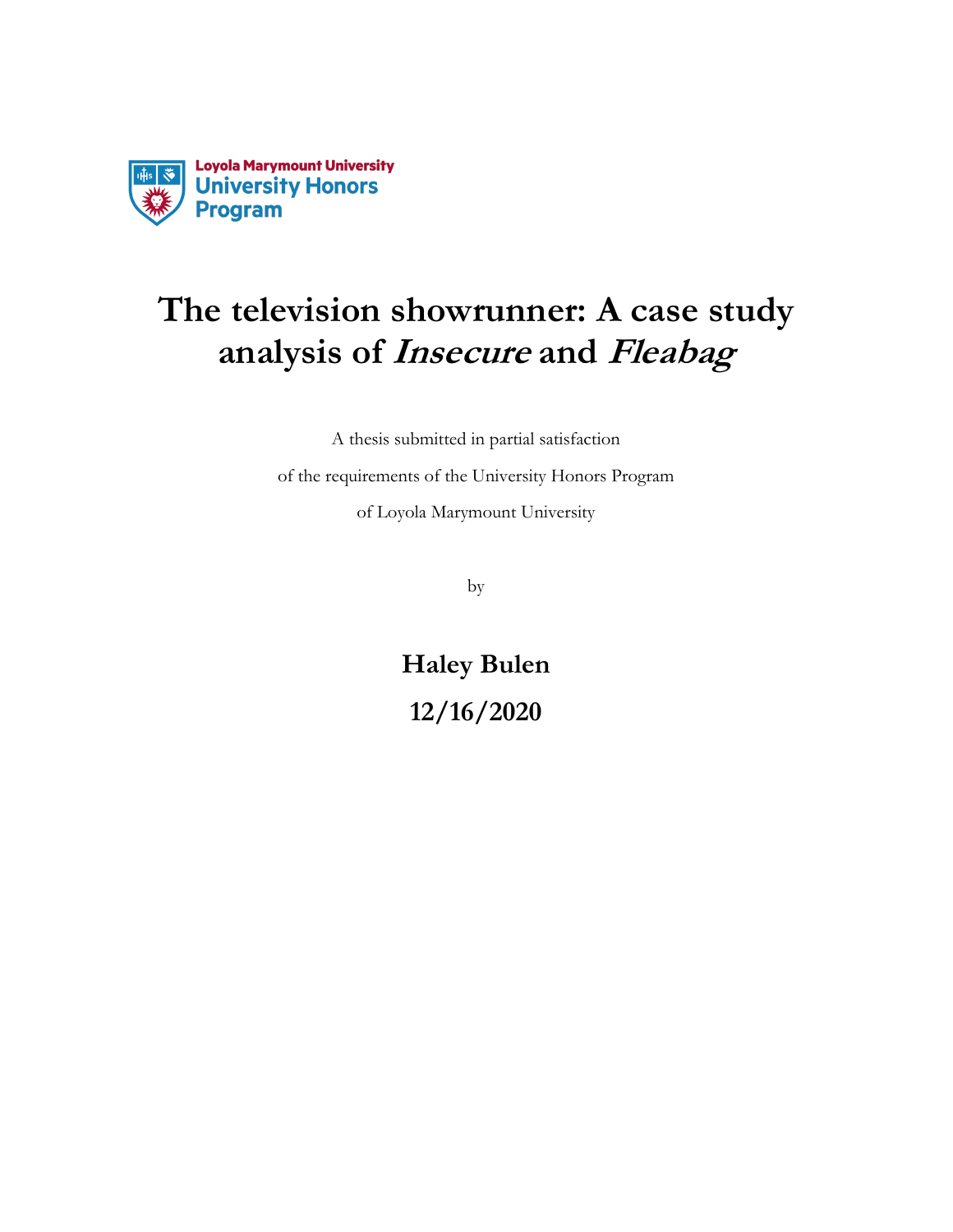Loyola Marymount University
University Honors Program

# The television showrunner: A case study analysis of *Insecure* and *Fleabag*

A thesis submitted in partial satisfaction

of the requirements of the University Honors Program

of Loyola Marymount University

by

**Haley Bulen**

**12/16/2020**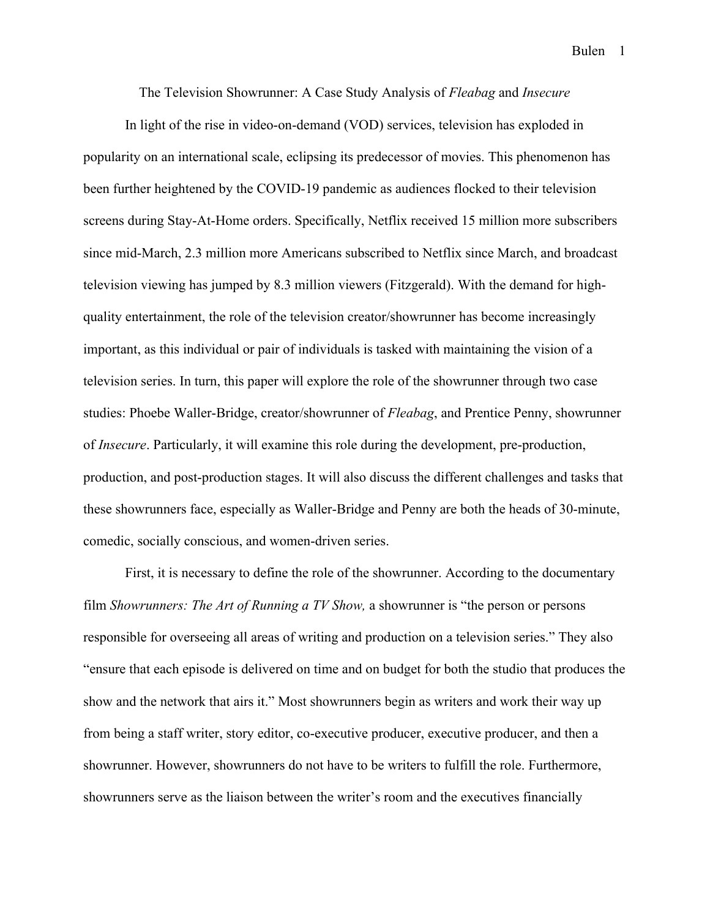# The Television Showrunner: A Case Study Analysis of *Fleabag* and *Insecure*

In light of the rise in video-on-demand (VOD) services, television has exploded in popularity on an international scale, eclipsing its predecessor of movies. This phenomenon has been further heightened by the COVID-19 pandemic as audiences flocked to their television screens during Stay-At-Home orders. Specifically, Netflix received 15 million more subscribers since mid-March, 2.3 million more Americans subscribed to Netflix since March, and broadcast television viewing has jumped by 8.3 million viewers (Fitzgerald). With the demand for high-quality entertainment, the role of the television creator/showrunner has become increasingly important, as this individual or pair of individuals is tasked with maintaining the vision of a television series. In turn, this paper will explore the role of the showrunner through two case studies: Phoebe Waller-Bridge, creator/showrunner of *Fleabag*, and Prentice Penny, showrunner of *Insecure*. Particularly, it will examine this role during the development, pre-production, production, and post-production stages. It will also discuss the different challenges and tasks that these showrunners face, especially as Waller-Bridge and Penny are both the heads of 30-minute, comedic, socially conscious, and women-driven series.

First, it is necessary to define the role of the showrunner. According to the documentary film *Showrunners: The Art of Running a TV Show,* a showrunner is "the person or persons responsible for overseeing all areas of writing and production on a television series." They also "ensure that each episode is delivered on time and on budget for both the studio that produces the show and the network that airs it." Most showrunners begin as writers and work their way up from being a staff writer, story editor, co-executive producer, executive producer, and then a showrunner. However, showrunners do not have to be writers to fulfill the role. Furthermore, showrunners serve as the liaison between the writer's room and the executives financially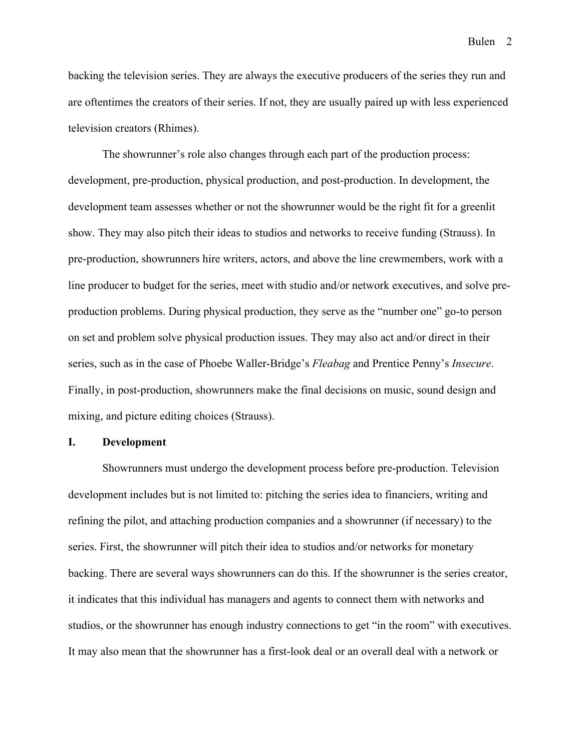backing the television series. They are always the executive producers of the series they run and are oftentimes the creators of their series. If not, they are usually paired up with less experienced television creators (Rhimes).

The showrunner's role also changes through each part of the production process: development, pre-production, physical production, and post-production. In development, the development team assesses whether or not the showrunner would be the right fit for a greenlit show. They may also pitch their ideas to studios and networks to receive funding (Strauss). In pre-production, showrunners hire writers, actors, and above the line crewmembers, work with a line producer to budget for the series, meet with studio and/or network executives, and solve pre-production problems. During physical production, they serve as the "number one" go-to person on set and problem solve physical production issues. They may also act and/or direct in their series, such as in the case of Phoebe Waller-Bridge's *Fleabag* and Prentice Penny's *Insecure*. Finally, in post-production, showrunners make the final decisions on music, sound design and mixing, and picture editing choices (Strauss).

## I. Development

Showrunners must undergo the development process before pre-production. Television development includes but is not limited to: pitching the series idea to financiers, writing and refining the pilot, and attaching production companies and a showrunner (if necessary) to the series. First, the showrunner will pitch their idea to studios and/or networks for monetary backing. There are several ways showrunners can do this. If the showrunner is the series creator, it indicates that this individual has managers and agents to connect them with networks and studios, or the showrunner has enough industry connections to get "in the room" with executives. It may also mean that the showrunner has a first-look deal or an overall deal with a network or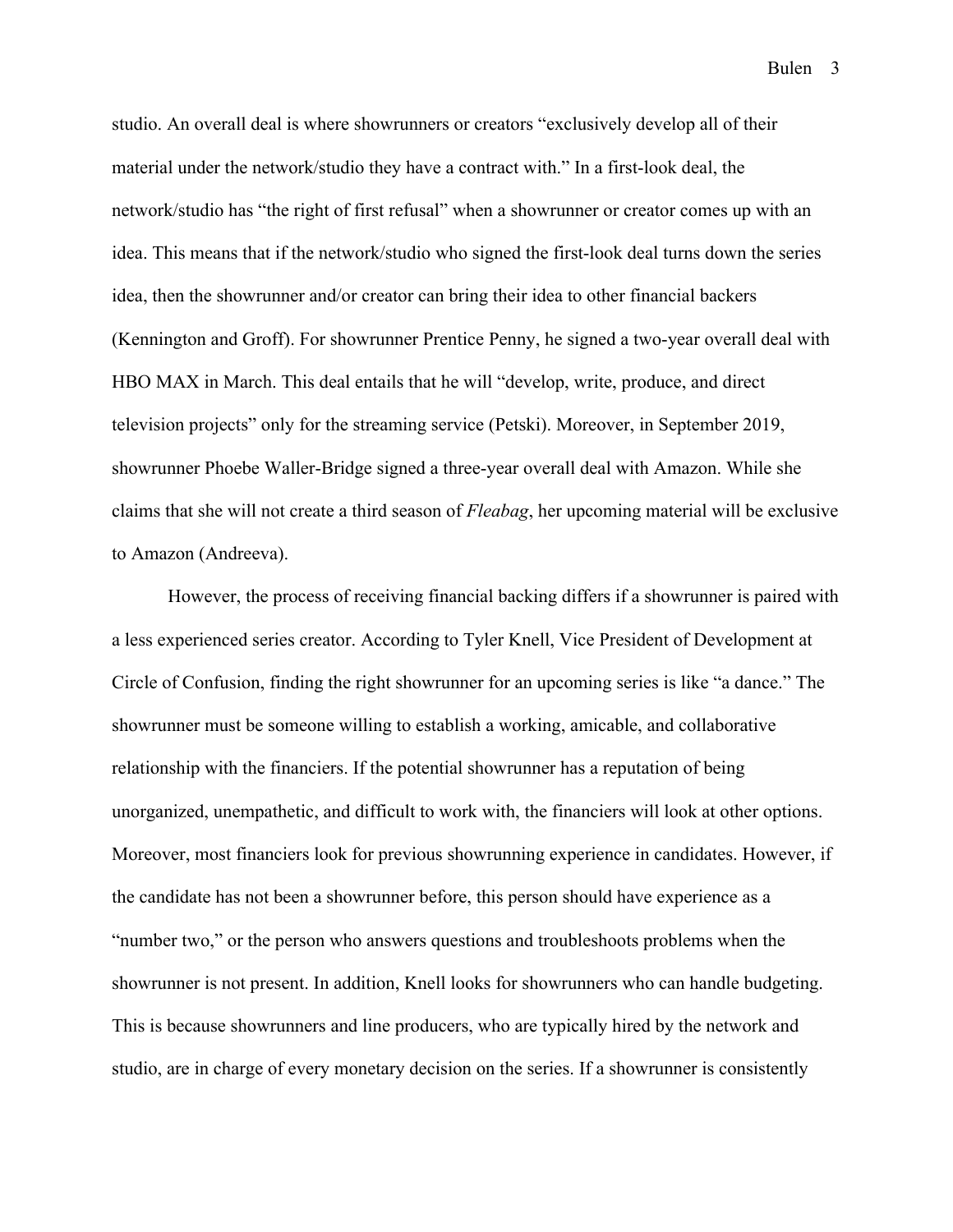studio. An overall deal is where showrunners or creators "exclusively develop all of their material under the network/studio they have a contract with." In a first-look deal, the network/studio has "the right of first refusal" when a showrunner or creator comes up with an idea. This means that if the network/studio who signed the first-look deal turns down the series idea, then the showrunner and/or creator can bring their idea to other financial backers (Kennington and Groff). For showrunner Prentice Penny, he signed a two-year overall deal with HBO MAX in March. This deal entails that he will "develop, write, produce, and direct television projects" only for the streaming service (Petski). Moreover, in September 2019, showrunner Phoebe Waller-Bridge signed a three-year overall deal with Amazon. While she claims that she will not create a third season of *Fleabag*, her upcoming material will be exclusive to Amazon (Andreeva).

However, the process of receiving financial backing differs if a showrunner is paired with a less experienced series creator. According to Tyler Knell, Vice President of Development at Circle of Confusion, finding the right showrunner for an upcoming series is like "a dance." The showrunner must be someone willing to establish a working, amicable, and collaborative relationship with the financiers. If the potential showrunner has a reputation of being unorganized, unempathetic, and difficult to work with, the financiers will look at other options. Moreover, most financiers look for previous showrunning experience in candidates. However, if the candidate has not been a showrunner before, this person should have experience as a "number two," or the person who answers questions and troubleshoots problems when the showrunner is not present. In addition, Knell looks for showrunners who can handle budgeting. This is because showrunners and line producers, who are typically hired by the network and studio, are in charge of every monetary decision on the series. If a showrunner is consistently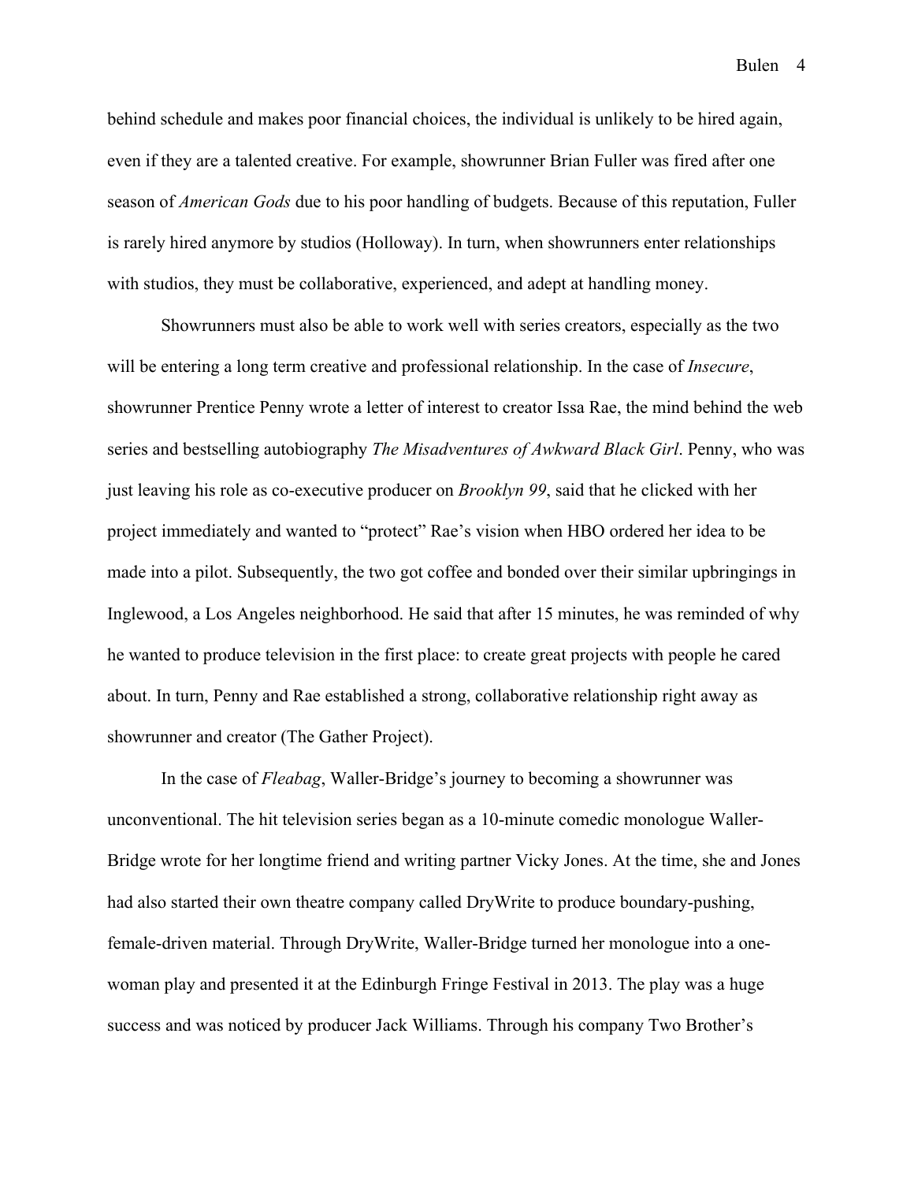behind schedule and makes poor financial choices, the individual is unlikely to be hired again, even if they are a talented creative. For example, showrunner Brian Fuller was fired after one season of *American Gods* due to his poor handling of budgets. Because of this reputation, Fuller is rarely hired anymore by studios (Holloway). In turn, when showrunners enter relationships with studios, they must be collaborative, experienced, and adept at handling money.

Showrunners must also be able to work well with series creators, especially as the two will be entering a long term creative and professional relationship. In the case of *Insecure*, showrunner Prentice Penny wrote a letter of interest to creator Issa Rae, the mind behind the web series and bestselling autobiography *The Misadventures of Awkward Black Girl*. Penny, who was just leaving his role as co-executive producer on *Brooklyn 99*, said that he clicked with her project immediately and wanted to "protect" Rae's vision when HBO ordered her idea to be made into a pilot. Subsequently, the two got coffee and bonded over their similar upbringings in Inglewood, a Los Angeles neighborhood. He said that after 15 minutes, he was reminded of why he wanted to produce television in the first place: to create great projects with people he cared about. In turn, Penny and Rae established a strong, collaborative relationship right away as showrunner and creator (The Gather Project).

In the case of *Fleabag*, Waller-Bridge's journey to becoming a showrunner was unconventional. The hit television series began as a 10-minute comedic monologue Waller-Bridge wrote for her longtime friend and writing partner Vicky Jones. At the time, she and Jones had also started their own theatre company called DryWrite to produce boundary-pushing, female-driven material. Through DryWrite, Waller-Bridge turned her monologue into a one-woman play and presented it at the Edinburgh Fringe Festival in 2013. The play was a huge success and was noticed by producer Jack Williams. Through his company Two Brother's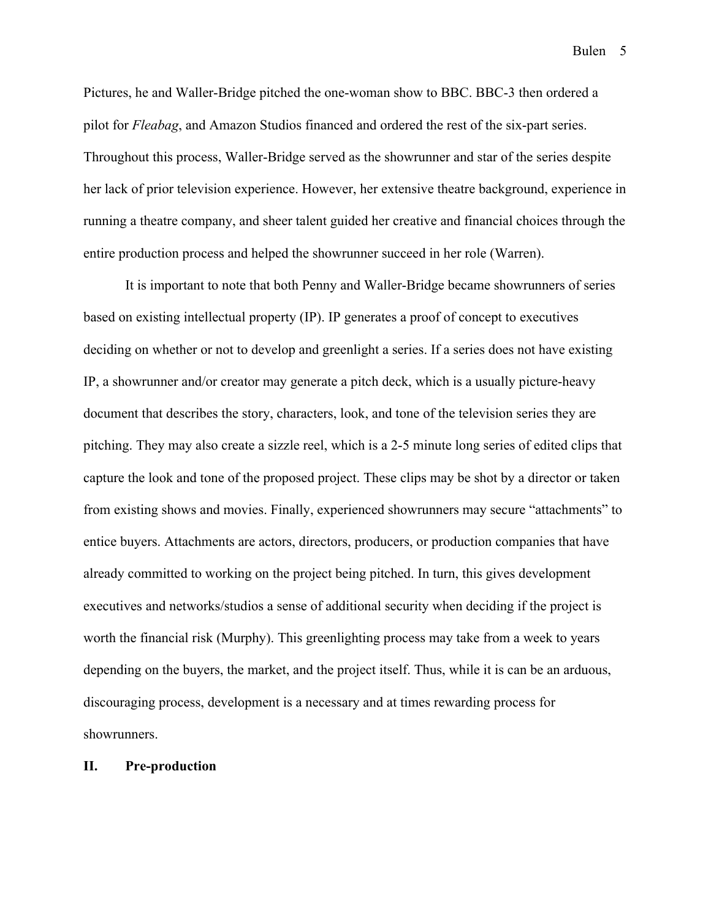Pictures, he and Waller-Bridge pitched the one-woman show to BBC. BBC-3 then ordered a pilot for *Fleabag*, and Amazon Studios financed and ordered the rest of the six-part series. Throughout this process, Waller-Bridge served as the showrunner and star of the series despite her lack of prior television experience. However, her extensive theatre background, experience in running a theatre company, and sheer talent guided her creative and financial choices through the entire production process and helped the showrunner succeed in her role (Warren).

It is important to note that both Penny and Waller-Bridge became showrunners of series based on existing intellectual property (IP). IP generates a proof of concept to executives deciding on whether or not to develop and greenlight a series. If a series does not have existing IP, a showrunner and/or creator may generate a pitch deck, which is a usually picture-heavy document that describes the story, characters, look, and tone of the television series they are pitching. They may also create a sizzle reel, which is a 2-5 minute long series of edited clips that capture the look and tone of the proposed project. These clips may be shot by a director or taken from existing shows and movies. Finally, experienced showrunners may secure "attachments" to entice buyers. Attachments are actors, directors, producers, or production companies that have already committed to working on the project being pitched. In turn, this gives development executives and networks/studios a sense of additional security when deciding if the project is worth the financial risk (Murphy). This greenlighting process may take from a week to years depending on the buyers, the market, and the project itself. Thus, while it is can be an arduous, discouraging process, development is a necessary and at times rewarding process for showrunners.

## II. Pre-production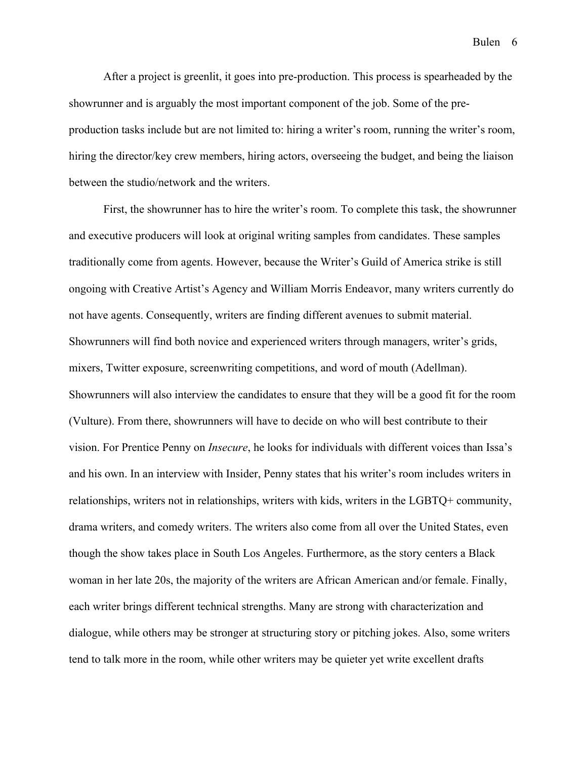After a project is greenlit, it goes into pre-production. This process is spearheaded by the showrunner and is arguably the most important component of the job. Some of the pre-production tasks include but are not limited to: hiring a writer's room, running the writer's room, hiring the director/key crew members, hiring actors, overseeing the budget, and being the liaison between the studio/network and the writers.

First, the showrunner has to hire the writer's room. To complete this task, the showrunner and executive producers will look at original writing samples from candidates. These samples traditionally come from agents. However, because the Writer's Guild of America strike is still ongoing with Creative Artist's Agency and William Morris Endeavor, many writers currently do not have agents. Consequently, writers are finding different avenues to submit material. Showrunners will find both novice and experienced writers through managers, writer's grids, mixers, Twitter exposure, screenwriting competitions, and word of mouth (Adellman). Showrunners will also interview the candidates to ensure that they will be a good fit for the room (Vulture). From there, showrunners will have to decide on who will best contribute to their vision. For Prentice Penny on *Insecure*, he looks for individuals with different voices than Issa's and his own. In an interview with Insider, Penny states that his writer's room includes writers in relationships, writers not in relationships, writers with kids, writers in the LGBTQ+ community, drama writers, and comedy writers. The writers also come from all over the United States, even though the show takes place in South Los Angeles. Furthermore, as the story centers a Black woman in her late 20s, the majority of the writers are African American and/or female. Finally, each writer brings different technical strengths. Many are strong with characterization and dialogue, while others may be stronger at structuring story or pitching jokes. Also, some writers tend to talk more in the room, while other writers may be quieter yet write excellent drafts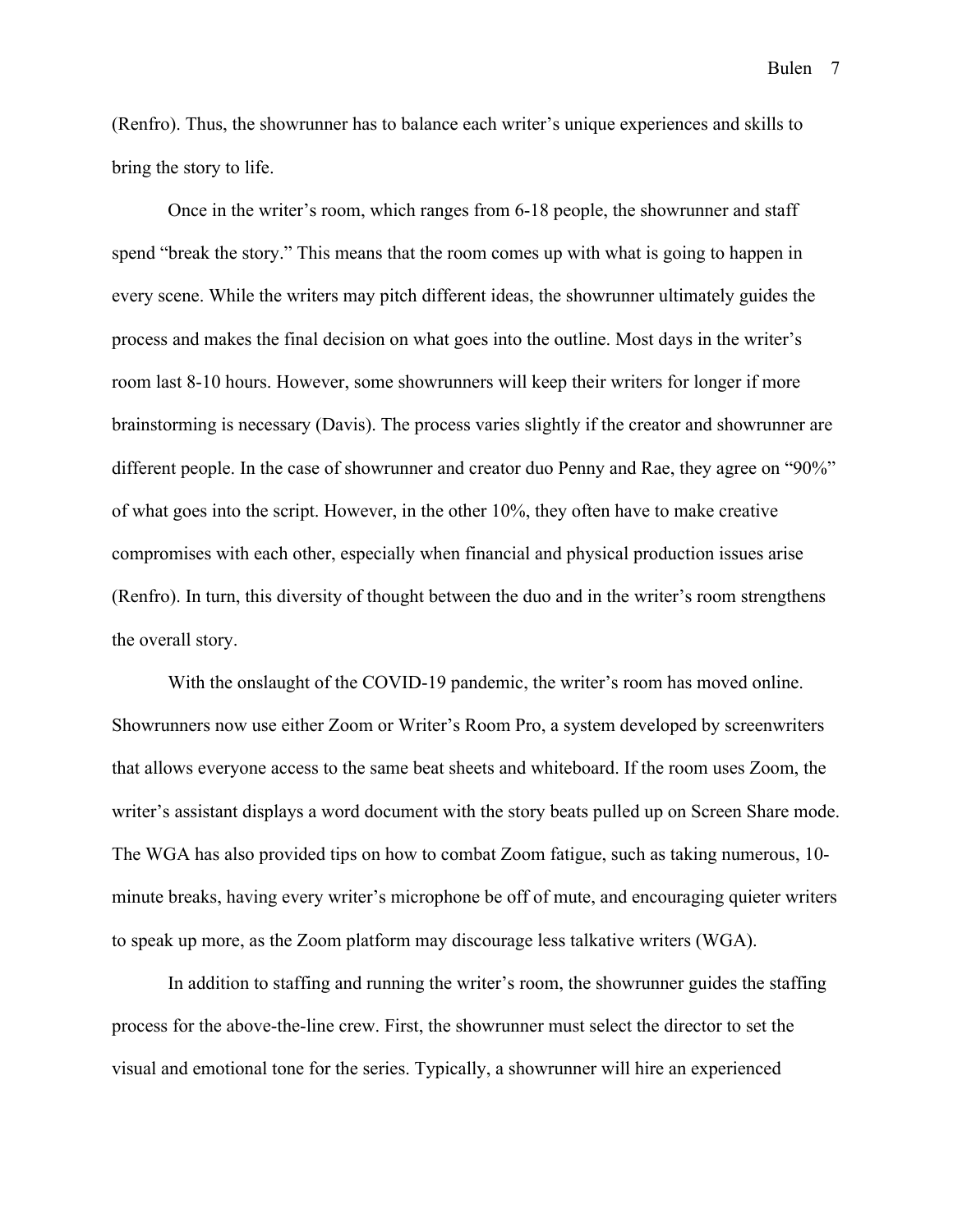(Renfro). Thus, the showrunner has to balance each writer's unique experiences and skills to bring the story to life.

Once in the writer's room, which ranges from 6-18 people, the showrunner and staff spend "break the story." This means that the room comes up with what is going to happen in every scene. While the writers may pitch different ideas, the showrunner ultimately guides the process and makes the final decision on what goes into the outline. Most days in the writer's room last 8-10 hours. However, some showrunners will keep their writers for longer if more brainstorming is necessary (Davis). The process varies slightly if the creator and showrunner are different people. In the case of showrunner and creator duo Penny and Rae, they agree on "90%" of what goes into the script. However, in the other 10%, they often have to make creative compromises with each other, especially when financial and physical production issues arise (Renfro). In turn, this diversity of thought between the duo and in the writer's room strengthens the overall story.

With the onslaught of the COVID-19 pandemic, the writer's room has moved online. Showrunners now use either Zoom or Writer's Room Pro, a system developed by screenwriters that allows everyone access to the same beat sheets and whiteboard. If the room uses Zoom, the writer's assistant displays a word document with the story beats pulled up on Screen Share mode. The WGA has also provided tips on how to combat Zoom fatigue, such as taking numerous, 10-minute breaks, having every writer's microphone be off of mute, and encouraging quieter writers to speak up more, as the Zoom platform may discourage less talkative writers (WGA).

In addition to staffing and running the writer's room, the showrunner guides the staffing process for the above-the-line crew. First, the showrunner must select the director to set the visual and emotional tone for the series. Typically, a showrunner will hire an experienced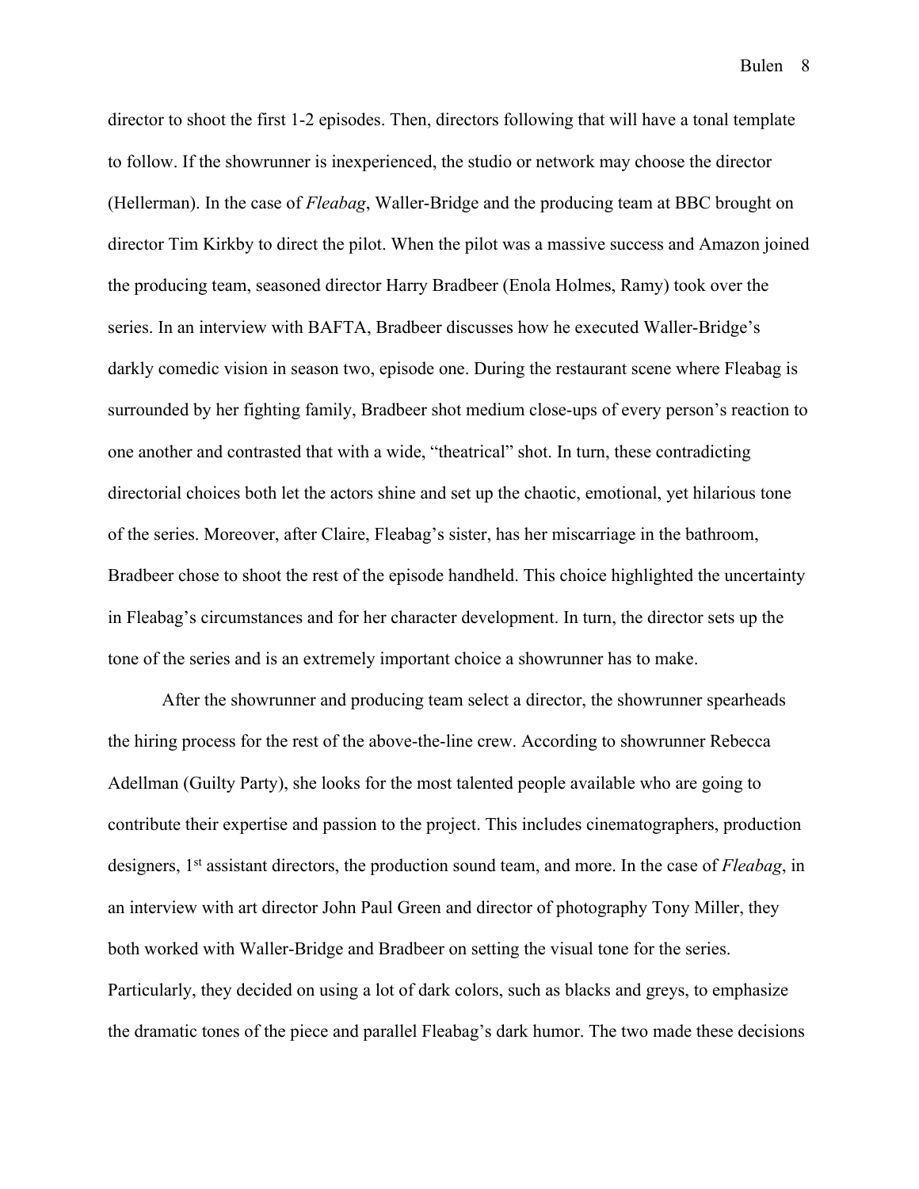director to shoot the first 1-2 episodes. Then, directors following that will have a tonal template to follow. If the showrunner is inexperienced, the studio or network may choose the director (Hellerman). In the case of *Fleabag*, Waller-Bridge and the producing team at BBC brought on director Tim Kirkby to direct the pilot. When the pilot was a massive success and Amazon joined the producing team, seasoned director Harry Bradbeer (Enola Holmes, Ramy) took over the series. In an interview with BAFTA, Bradbeer discusses how he executed Waller-Bridge's darkly comedic vision in season two, episode one. During the restaurant scene where Fleabag is surrounded by her fighting family, Bradbeer shot medium close-ups of every person's reaction to one another and contrasted that with a wide, "theatrical" shot. In turn, these contradicting directorial choices both let the actors shine and set up the chaotic, emotional, yet hilarious tone of the series. Moreover, after Claire, Fleabag's sister, has her miscarriage in the bathroom, Bradbeer chose to shoot the rest of the episode handheld. This choice highlighted the uncertainty in Fleabag's circumstances and for her character development. In turn, the director sets up the tone of the series and is an extremely important choice a showrunner has to make.

After the showrunner and producing team select a director, the showrunner spearheads the hiring process for the rest of the above-the-line crew. According to showrunner Rebecca Adellman (Guilty Party), she looks for the most talented people available who are going to contribute their expertise and passion to the project. This includes cinematographers, production designers, 1st assistant directors, the production sound team, and more. In the case of *Fleabag*, in an interview with art director John Paul Green and director of photography Tony Miller, they both worked with Waller-Bridge and Bradbeer on setting the visual tone for the series. Particularly, they decided on using a lot of dark colors, such as blacks and greys, to emphasize the dramatic tones of the piece and parallel Fleabag's dark humor. The two made these decisions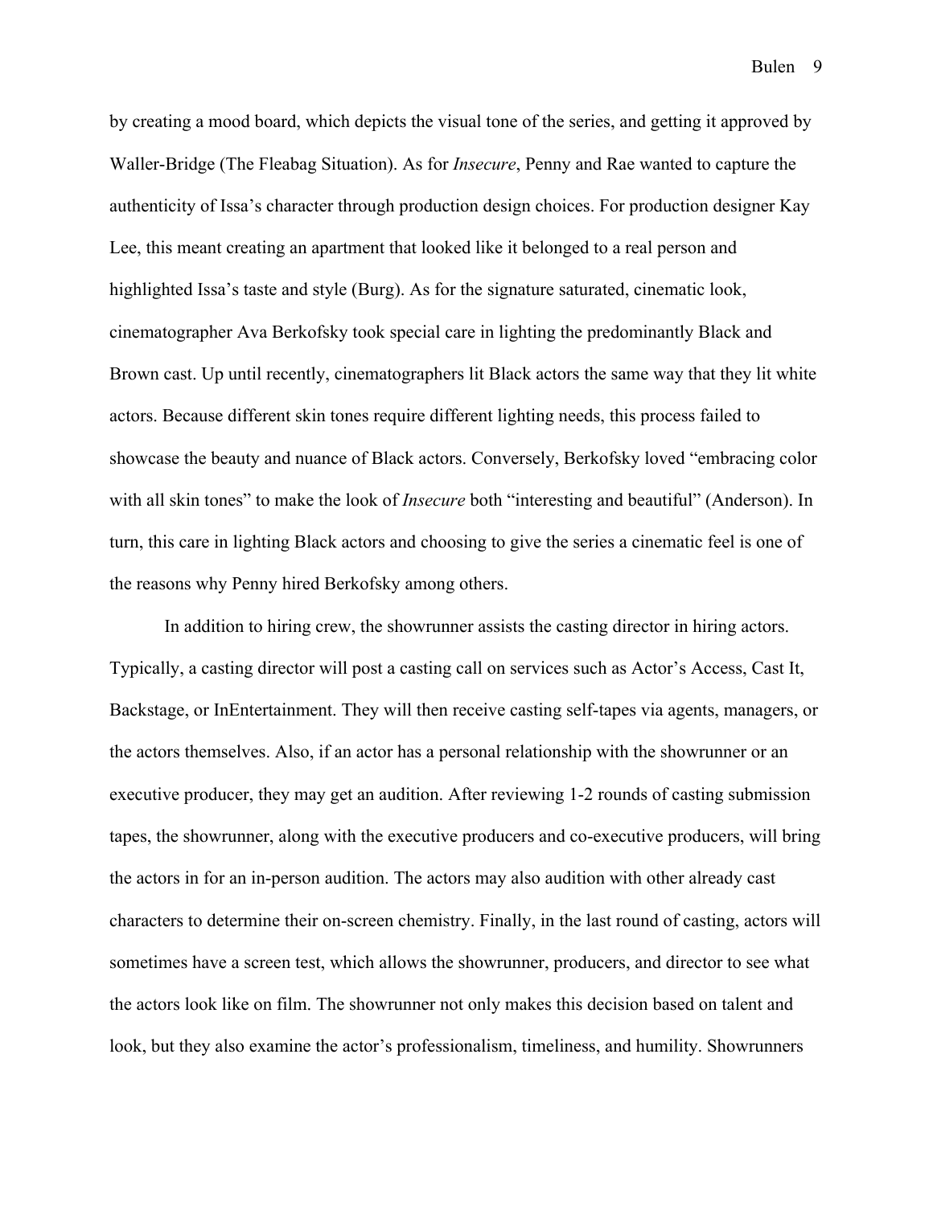by creating a mood board, which depicts the visual tone of the series, and getting it approved by Waller-Bridge (The Fleabag Situation). As for *Insecure*, Penny and Rae wanted to capture the authenticity of Issa's character through production design choices. For production designer Kay Lee, this meant creating an apartment that looked like it belonged to a real person and highlighted Issa's taste and style (Burg). As for the signature saturated, cinematic look, cinematographer Ava Berkofsky took special care in lighting the predominantly Black and Brown cast. Up until recently, cinematographers lit Black actors the same way that they lit white actors. Because different skin tones require different lighting needs, this process failed to showcase the beauty and nuance of Black actors. Conversely, Berkofsky loved "embracing color with all skin tones" to make the look of *Insecure* both "interesting and beautiful" (Anderson). In turn, this care in lighting Black actors and choosing to give the series a cinematic feel is one of the reasons why Penny hired Berkofsky among others.

In addition to hiring crew, the showrunner assists the casting director in hiring actors. Typically, a casting director will post a casting call on services such as Actor's Access, Cast It, Backstage, or InEntertainment. They will then receive casting self-tapes via agents, managers, or the actors themselves. Also, if an actor has a personal relationship with the showrunner or an executive producer, they may get an audition. After reviewing 1-2 rounds of casting submission tapes, the showrunner, along with the executive producers and co-executive producers, will bring the actors in for an in-person audition. The actors may also audition with other already cast characters to determine their on-screen chemistry. Finally, in the last round of casting, actors will sometimes have a screen test, which allows the showrunner, producers, and director to see what the actors look like on film. The showrunner not only makes this decision based on talent and look, but they also examine the actor's professionalism, timeliness, and humility. Showrunners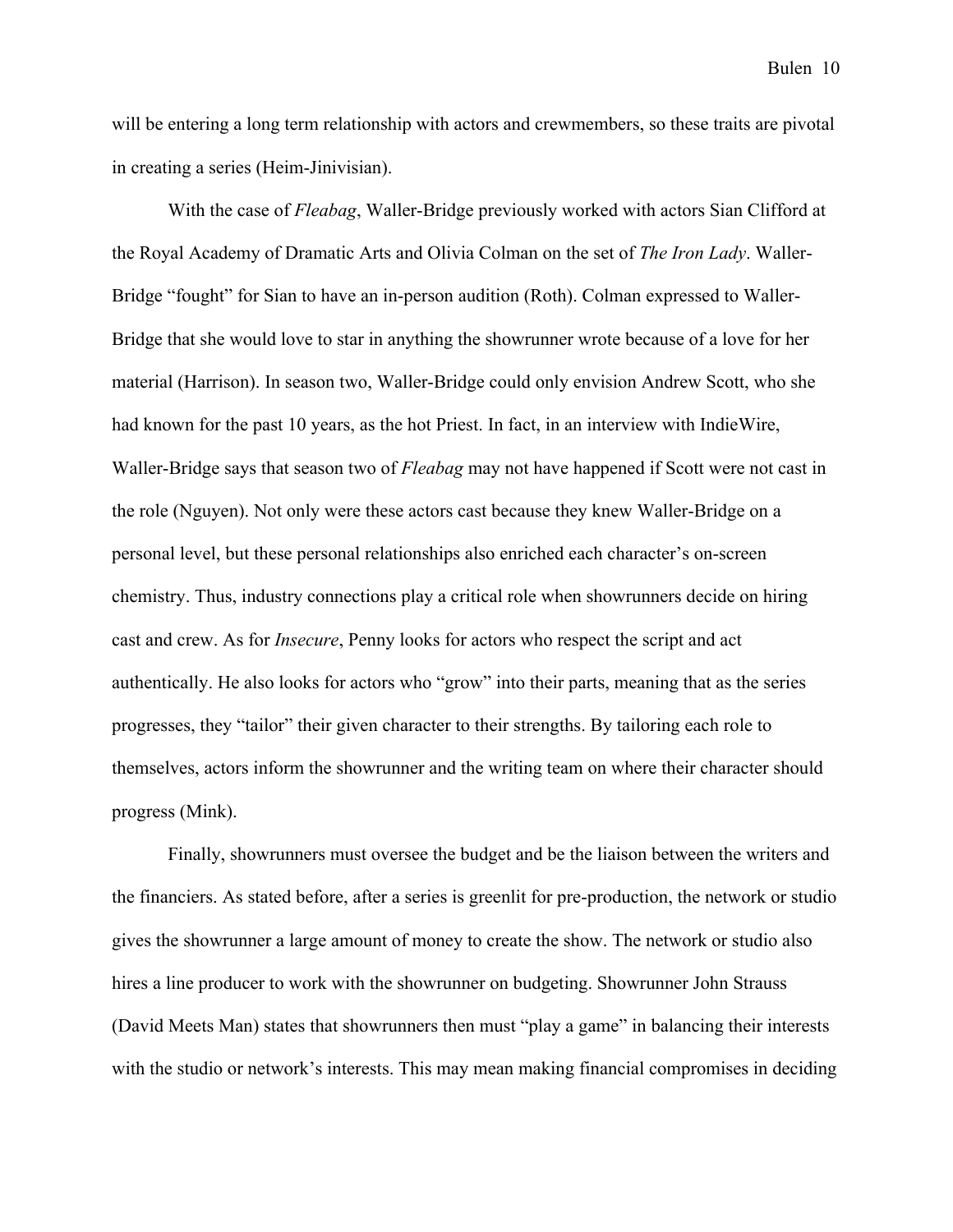will be entering a long term relationship with actors and crewmembers, so these traits are pivotal in creating a series (Heim-Jinivisian).

With the case of *Fleabag*, Waller-Bridge previously worked with actors Sian Clifford at the Royal Academy of Dramatic Arts and Olivia Colman on the set of *The Iron Lady*. Waller-Bridge "fought" for Sian to have an in-person audition (Roth). Colman expressed to Waller-Bridge that she would love to star in anything the showrunner wrote because of a love for her material (Harrison). In season two, Waller-Bridge could only envision Andrew Scott, who she had known for the past 10 years, as the hot Priest. In fact, in an interview with IndieWire, Waller-Bridge says that season two of *Fleabag* may not have happened if Scott were not cast in the role (Nguyen). Not only were these actors cast because they knew Waller-Bridge on a personal level, but these personal relationships also enriched each character's on-screen chemistry. Thus, industry connections play a critical role when showrunners decide on hiring cast and crew. As for *Insecure*, Penny looks for actors who respect the script and act authentically. He also looks for actors who "grow" into their parts, meaning that as the series progresses, they "tailor" their given character to their strengths. By tailoring each role to themselves, actors inform the showrunner and the writing team on where their character should progress (Mink).

Finally, showrunners must oversee the budget and be the liaison between the writers and the financiers. As stated before, after a series is greenlit for pre-production, the network or studio gives the showrunner a large amount of money to create the show. The network or studio also hires a line producer to work with the showrunner on budgeting. Showrunner John Strauss (David Meets Man) states that showrunners then must "play a game" in balancing their interests with the studio or network's interests. This may mean making financial compromises in deciding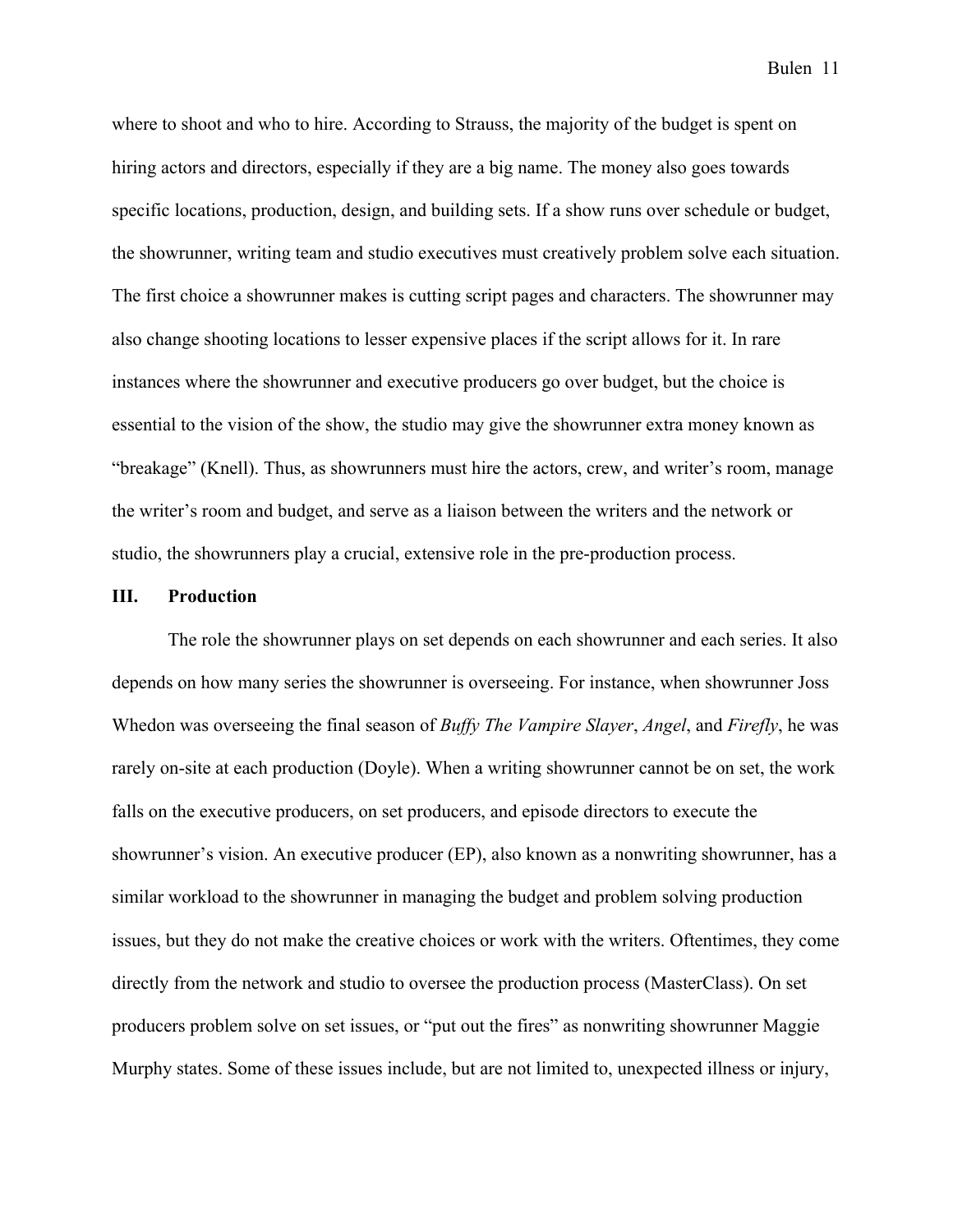where to shoot and who to hire. According to Strauss, the majority of the budget is spent on hiring actors and directors, especially if they are a big name. The money also goes towards specific locations, production, design, and building sets. If a show runs over schedule or budget, the showrunner, writing team and studio executives must creatively problem solve each situation. The first choice a showrunner makes is cutting script pages and characters. The showrunner may also change shooting locations to lesser expensive places if the script allows for it. In rare instances where the showrunner and executive producers go over budget, but the choice is essential to the vision of the show, the studio may give the showrunner extra money known as "breakage" (Knell). Thus, as showrunners must hire the actors, crew, and writer's room, manage the writer's room and budget, and serve as a liaison between the writers and the network or studio, the showrunners play a crucial, extensive role in the pre-production process.

## III. Production

The role the showrunner plays on set depends on each showrunner and each series. It also depends on how many series the showrunner is overseeing. For instance, when showrunner Joss Whedon was overseeing the final season of *Buffy The Vampire Slayer*, *Angel*, and *Firefly*, he was rarely on-site at each production (Doyle). When a writing showrunner cannot be on set, the work falls on the executive producers, on set producers, and episode directors to execute the showrunner's vision. An executive producer (EP), also known as a nonwriting showrunner, has a similar workload to the showrunner in managing the budget and problem solving production issues, but they do not make the creative choices or work with the writers. Oftentimes, they come directly from the network and studio to oversee the production process (MasterClass). On set producers problem solve on set issues, or "put out the fires" as nonwriting showrunner Maggie Murphy states. Some of these issues include, but are not limited to, unexpected illness or injury,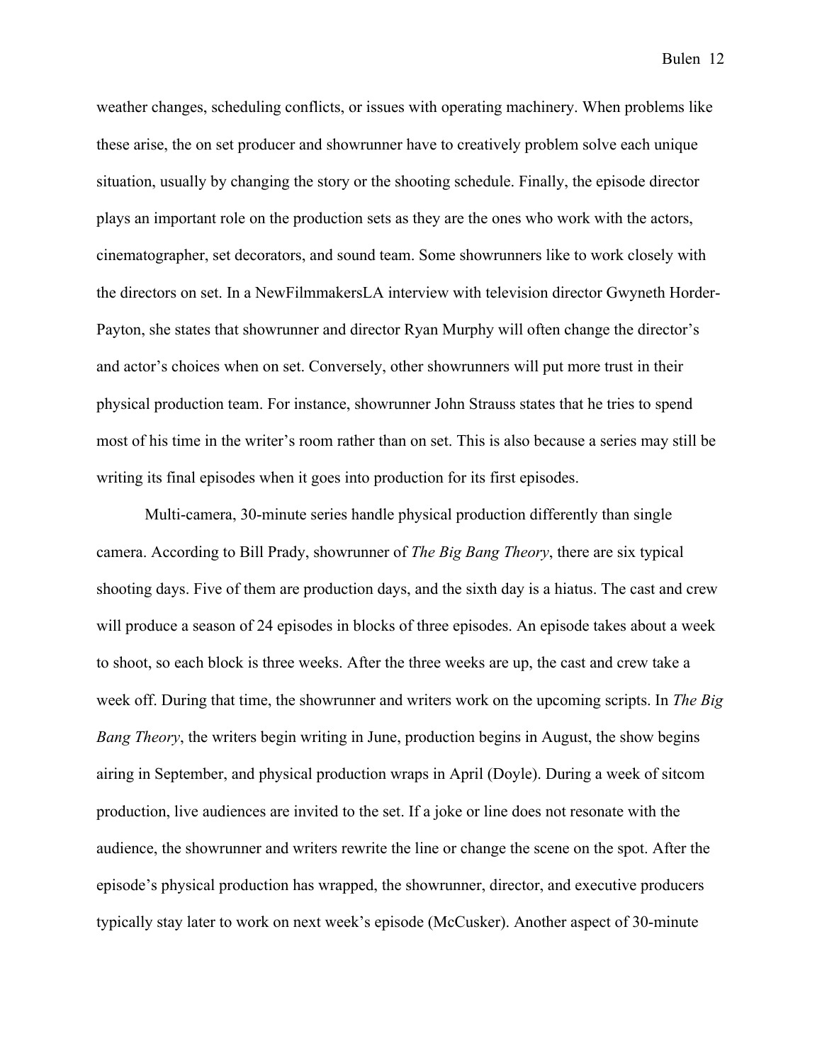weather changes, scheduling conflicts, or issues with operating machinery. When problems like these arise, the on set producer and showrunner have to creatively problem solve each unique situation, usually by changing the story or the shooting schedule. Finally, the episode director plays an important role on the production sets as they are the ones who work with the actors, cinematographer, set decorators, and sound team. Some showrunners like to work closely with the directors on set. In a NewFilmmakersLA interview with television director Gwyneth Horder-Payton, she states that showrunner and director Ryan Murphy will often change the director's and actor's choices when on set. Conversely, other showrunners will put more trust in their physical production team. For instance, showrunner John Strauss states that he tries to spend most of his time in the writer's room rather than on set. This is also because a series may still be writing its final episodes when it goes into production for its first episodes.

Multi-camera, 30-minute series handle physical production differently than single camera. According to Bill Prady, showrunner of *The Big Bang Theory*, there are six typical shooting days. Five of them are production days, and the sixth day is a hiatus. The cast and crew will produce a season of 24 episodes in blocks of three episodes. An episode takes about a week to shoot, so each block is three weeks. After the three weeks are up, the cast and crew take a week off. During that time, the showrunner and writers work on the upcoming scripts. In *The Big Bang Theory*, the writers begin writing in June, production begins in August, the show begins airing in September, and physical production wraps in April (Doyle). During a week of sitcom production, live audiences are invited to the set. If a joke or line does not resonate with the audience, the showrunner and writers rewrite the line or change the scene on the spot. After the episode's physical production has wrapped, the showrunner, director, and executive producers typically stay later to work on next week's episode (McCusker). Another aspect of 30-minute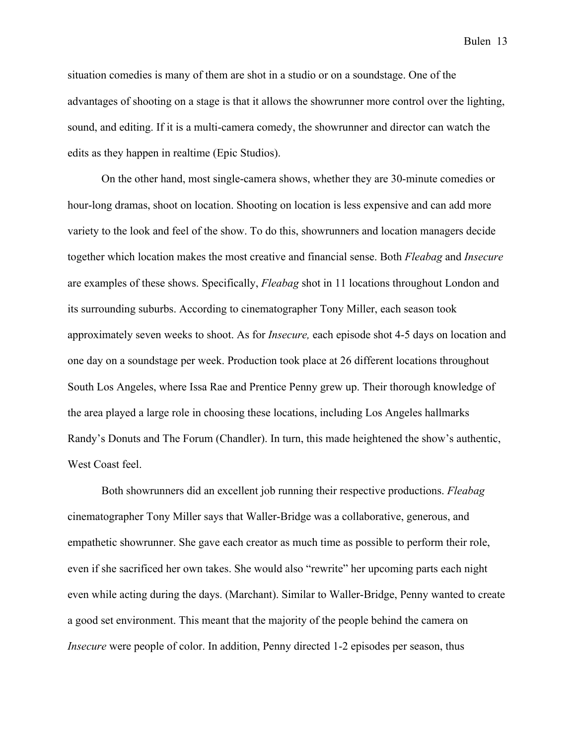situation comedies is many of them are shot in a studio or on a soundstage. One of the advantages of shooting on a stage is that it allows the showrunner more control over the lighting, sound, and editing. If it is a multi-camera comedy, the showrunner and director can watch the edits as they happen in realtime (Epic Studios).

On the other hand, most single-camera shows, whether they are 30-minute comedies or hour-long dramas, shoot on location. Shooting on location is less expensive and can add more variety to the look and feel of the show. To do this, showrunners and location managers decide together which location makes the most creative and financial sense. Both *Fleabag* and *Insecure* are examples of these shows. Specifically, *Fleabag* shot in 11 locations throughout London and its surrounding suburbs. According to cinematographer Tony Miller, each season took approximately seven weeks to shoot. As for *Insecure,* each episode shot 4-5 days on location and one day on a soundstage per week. Production took place at 26 different locations throughout South Los Angeles, where Issa Rae and Prentice Penny grew up. Their thorough knowledge of the area played a large role in choosing these locations, including Los Angeles hallmarks Randy's Donuts and The Forum (Chandler). In turn, this made heightened the show's authentic, West Coast feel.

Both showrunners did an excellent job running their respective productions. *Fleabag* cinematographer Tony Miller says that Waller-Bridge was a collaborative, generous, and empathetic showrunner. She gave each creator as much time as possible to perform their role, even if she sacrificed her own takes. She would also "rewrite" her upcoming parts each night even while acting during the days. (Marchant). Similar to Waller-Bridge, Penny wanted to create a good set environment. This meant that the majority of the people behind the camera on *Insecure* were people of color. In addition, Penny directed 1-2 episodes per season, thus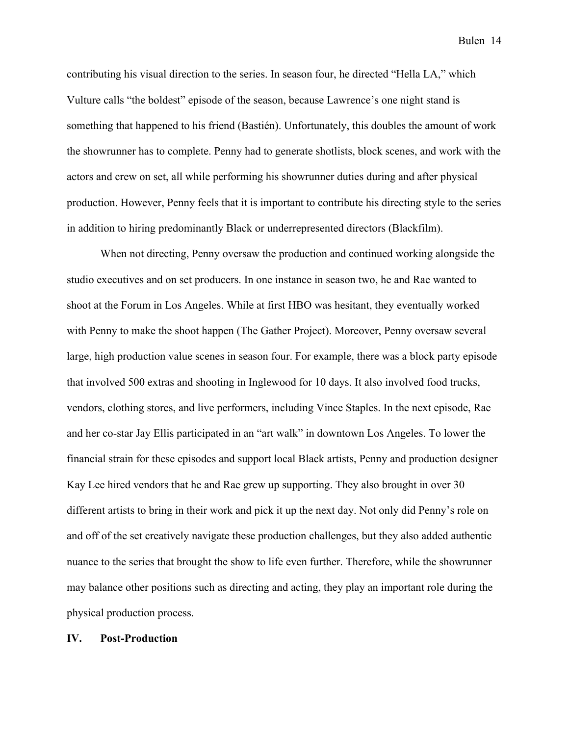contributing his visual direction to the series. In season four, he directed "Hella LA," which Vulture calls "the boldest" episode of the season, because Lawrence's one night stand is something that happened to his friend (Bastién). Unfortunately, this doubles the amount of work the showrunner has to complete. Penny had to generate shotlists, block scenes, and work with the actors and crew on set, all while performing his showrunner duties during and after physical production. However, Penny feels that it is important to contribute his directing style to the series in addition to hiring predominantly Black or underrepresented directors (Blackfilm).

When not directing, Penny oversaw the production and continued working alongside the studio executives and on set producers. In one instance in season two, he and Rae wanted to shoot at the Forum in Los Angeles. While at first HBO was hesitant, they eventually worked with Penny to make the shoot happen (The Gather Project). Moreover, Penny oversaw several large, high production value scenes in season four. For example, there was a block party episode that involved 500 extras and shooting in Inglewood for 10 days. It also involved food trucks, vendors, clothing stores, and live performers, including Vince Staples. In the next episode, Rae and her co-star Jay Ellis participated in an "art walk" in downtown Los Angeles. To lower the financial strain for these episodes and support local Black artists, Penny and production designer Kay Lee hired vendors that he and Rae grew up supporting. They also brought in over 30 different artists to bring in their work and pick it up the next day. Not only did Penny's role on and off of the set creatively navigate these production challenges, but they also added authentic nuance to the series that brought the show to life even further. Therefore, while the showrunner may balance other positions such as directing and acting, they play an important role during the physical production process.

## IV. Post-Production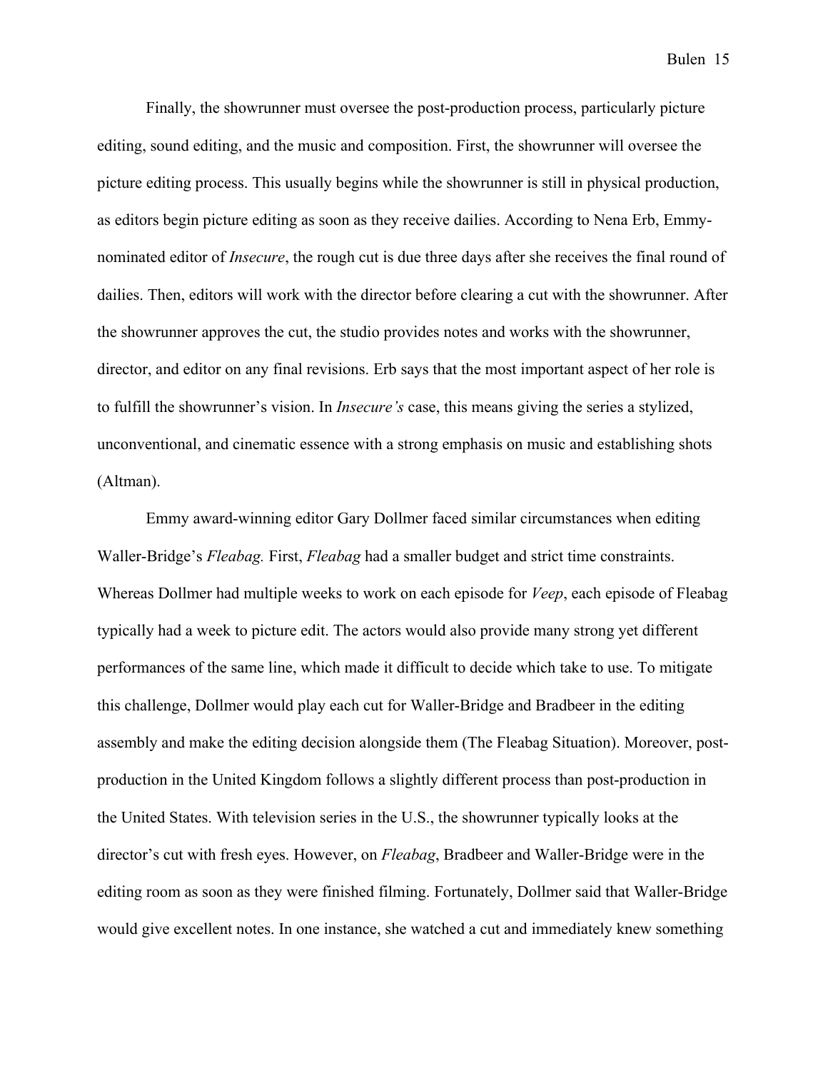Finally, the showrunner must oversee the post-production process, particularly picture editing, sound editing, and the music and composition. First, the showrunner will oversee the picture editing process. This usually begins while the showrunner is still in physical production, as editors begin picture editing as soon as they receive dailies. According to Nena Erb, Emmy-nominated editor of *Insecure*, the rough cut is due three days after she receives the final round of dailies. Then, editors will work with the director before clearing a cut with the showrunner. After the showrunner approves the cut, the studio provides notes and works with the showrunner, director, and editor on any final revisions. Erb says that the most important aspect of her role is to fulfill the showrunner's vision. In *Insecure's* case, this means giving the series a stylized, unconventional, and cinematic essence with a strong emphasis on music and establishing shots (Altman).

Emmy award-winning editor Gary Dollmer faced similar circumstances when editing Waller-Bridge's *Fleabag.* First, *Fleabag* had a smaller budget and strict time constraints. Whereas Dollmer had multiple weeks to work on each episode for *Veep*, each episode of Fleabag typically had a week to picture edit. The actors would also provide many strong yet different performances of the same line, which made it difficult to decide which take to use. To mitigate this challenge, Dollmer would play each cut for Waller-Bridge and Bradbeer in the editing assembly and make the editing decision alongside them (The Fleabag Situation). Moreover, post-production in the United Kingdom follows a slightly different process than post-production in the United States. With television series in the U.S., the showrunner typically looks at the director's cut with fresh eyes. However, on *Fleabag*, Bradbeer and Waller-Bridge were in the editing room as soon as they were finished filming. Fortunately, Dollmer said that Waller-Bridge would give excellent notes. In one instance, she watched a cut and immediately knew something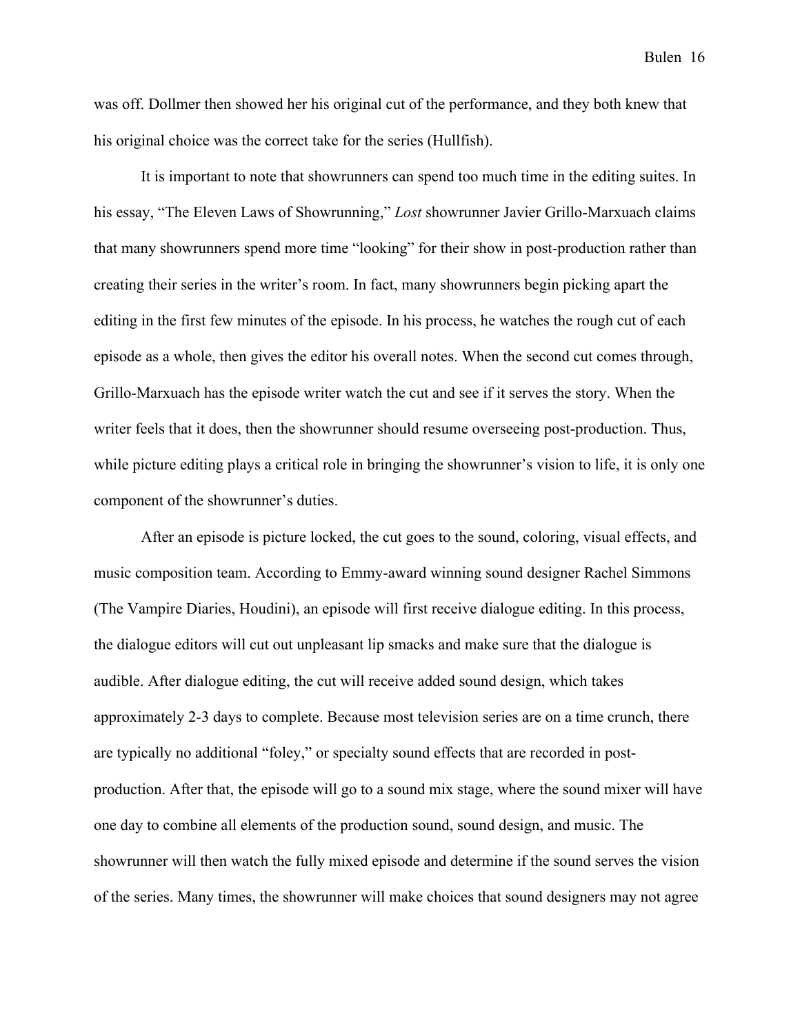was off. Dollmer then showed her his original cut of the performance, and they both knew that his original choice was the correct take for the series (Hullfish).

It is important to note that showrunners can spend too much time in the editing suites. In his essay, "The Eleven Laws of Showrunning," *Lost* showrunner Javier Grillo-Marxuach claims that many showrunners spend more time "looking" for their show in post-production rather than creating their series in the writer's room. In fact, many showrunners begin picking apart the editing in the first few minutes of the episode. In his process, he watches the rough cut of each episode as a whole, then gives the editor his overall notes. When the second cut comes through, Grillo-Marxuach has the episode writer watch the cut and see if it serves the story. When the writer feels that it does, then the showrunner should resume overseeing post-production. Thus, while picture editing plays a critical role in bringing the showrunner's vision to life, it is only one component of the showrunner's duties.

After an episode is picture locked, the cut goes to the sound, coloring, visual effects, and music composition team. According to Emmy-award winning sound designer Rachel Simmons (The Vampire Diaries, Houdini), an episode will first receive dialogue editing. In this process, the dialogue editors will cut out unpleasant lip smacks and make sure that the dialogue is audible. After dialogue editing, the cut will receive added sound design, which takes approximately 2-3 days to complete. Because most television series are on a time crunch, there are typically no additional "foley," or specialty sound effects that are recorded in post-production. After that, the episode will go to a sound mix stage, where the sound mixer will have one day to combine all elements of the production sound, sound design, and music. The showrunner will then watch the fully mixed episode and determine if the sound serves the vision of the series. Many times, the showrunner will make choices that sound designers may not agree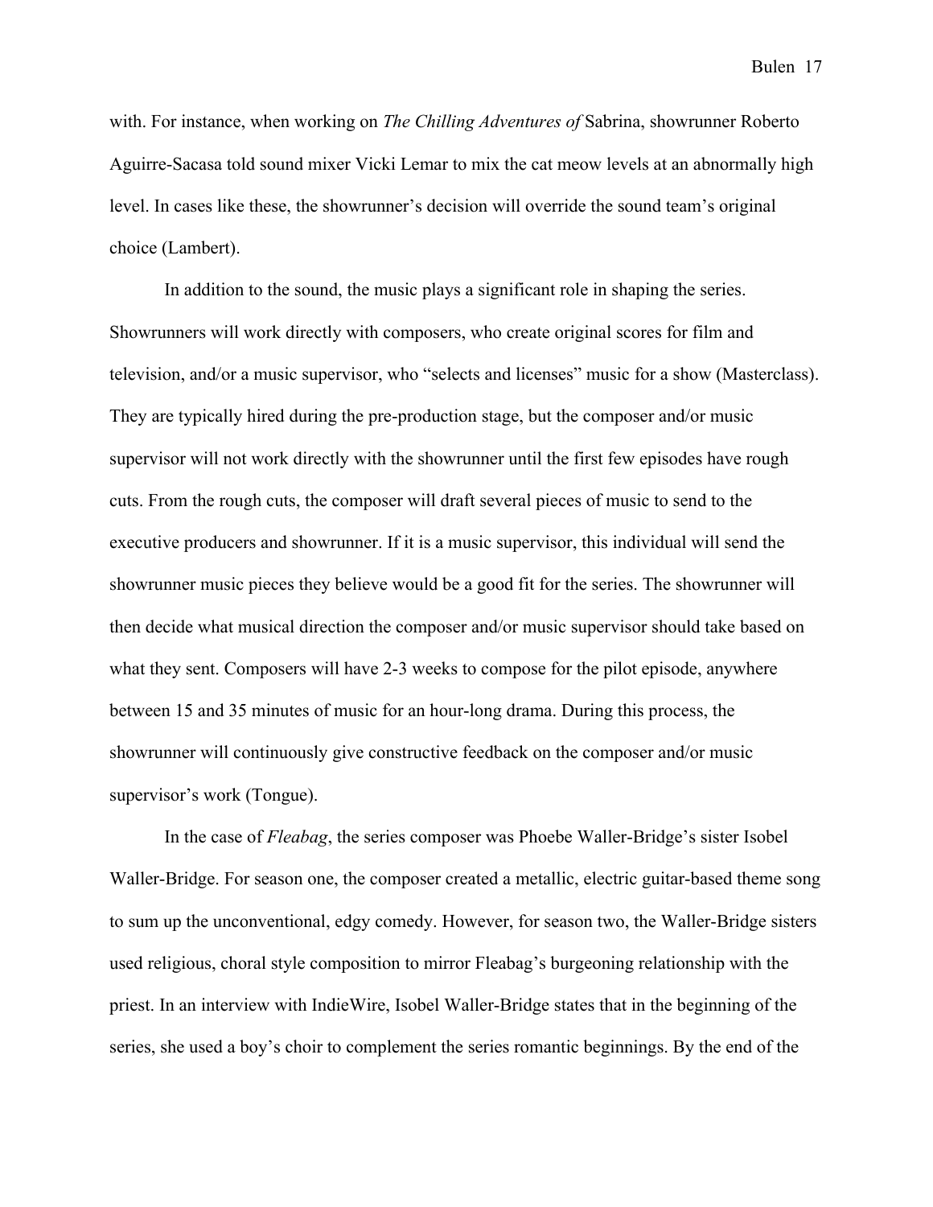with. For instance, when working on *The Chilling Adventures of* Sabrina, showrunner Roberto Aguirre-Sacasa told sound mixer Vicki Lemar to mix the cat meow levels at an abnormally high level. In cases like these, the showrunner's decision will override the sound team's original choice (Lambert).

In addition to the sound, the music plays a significant role in shaping the series. Showrunners will work directly with composers, who create original scores for film and television, and/or a music supervisor, who "selects and licenses" music for a show (Masterclass). They are typically hired during the pre-production stage, but the composer and/or music supervisor will not work directly with the showrunner until the first few episodes have rough cuts. From the rough cuts, the composer will draft several pieces of music to send to the executive producers and showrunner. If it is a music supervisor, this individual will send the showrunner music pieces they believe would be a good fit for the series. The showrunner will then decide what musical direction the composer and/or music supervisor should take based on what they sent. Composers will have 2-3 weeks to compose for the pilot episode, anywhere between 15 and 35 minutes of music for an hour-long drama. During this process, the showrunner will continuously give constructive feedback on the composer and/or music supervisor's work (Tongue).

In the case of *Fleabag*, the series composer was Phoebe Waller-Bridge's sister Isobel Waller-Bridge. For season one, the composer created a metallic, electric guitar-based theme song to sum up the unconventional, edgy comedy. However, for season two, the Waller-Bridge sisters used religious, choral style composition to mirror Fleabag's burgeoning relationship with the priest. In an interview with IndieWire, Isobel Waller-Bridge states that in the beginning of the series, she used a boy's choir to complement the series romantic beginnings. By the end of the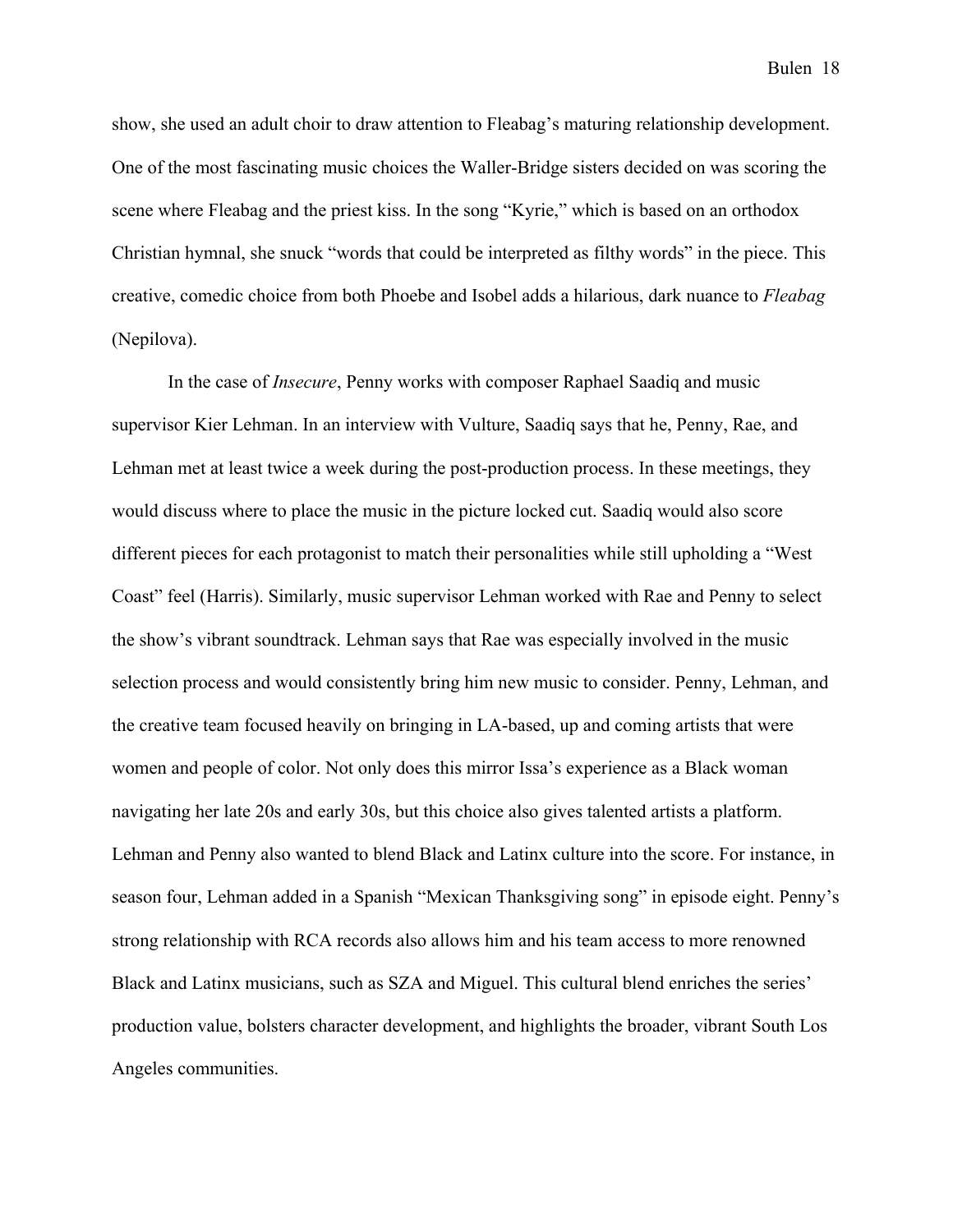show, she used an adult choir to draw attention to Fleabag's maturing relationship development. One of the most fascinating music choices the Waller-Bridge sisters decided on was scoring the scene where Fleabag and the priest kiss. In the song "Kyrie," which is based on an orthodox Christian hymnal, she snuck "words that could be interpreted as filthy words" in the piece. This creative, comedic choice from both Phoebe and Isobel adds a hilarious, dark nuance to *Fleabag* (Nepilova).

In the case of *Insecure*, Penny works with composer Raphael Saadiq and music supervisor Kier Lehman. In an interview with Vulture, Saadiq says that he, Penny, Rae, and Lehman met at least twice a week during the post-production process. In these meetings, they would discuss where to place the music in the picture locked cut. Saadiq would also score different pieces for each protagonist to match their personalities while still upholding a "West Coast" feel (Harris). Similarly, music supervisor Lehman worked with Rae and Penny to select the show's vibrant soundtrack. Lehman says that Rae was especially involved in the music selection process and would consistently bring him new music to consider. Penny, Lehman, and the creative team focused heavily on bringing in LA-based, up and coming artists that were women and people of color. Not only does this mirror Issa's experience as a Black woman navigating her late 20s and early 30s, but this choice also gives talented artists a platform. Lehman and Penny also wanted to blend Black and Latinx culture into the score. For instance, in season four, Lehman added in a Spanish "Mexican Thanksgiving song" in episode eight. Penny's strong relationship with RCA records also allows him and his team access to more renowned Black and Latinx musicians, such as SZA and Miguel. This cultural blend enriches the series' production value, bolsters character development, and highlights the broader, vibrant South Los Angeles communities.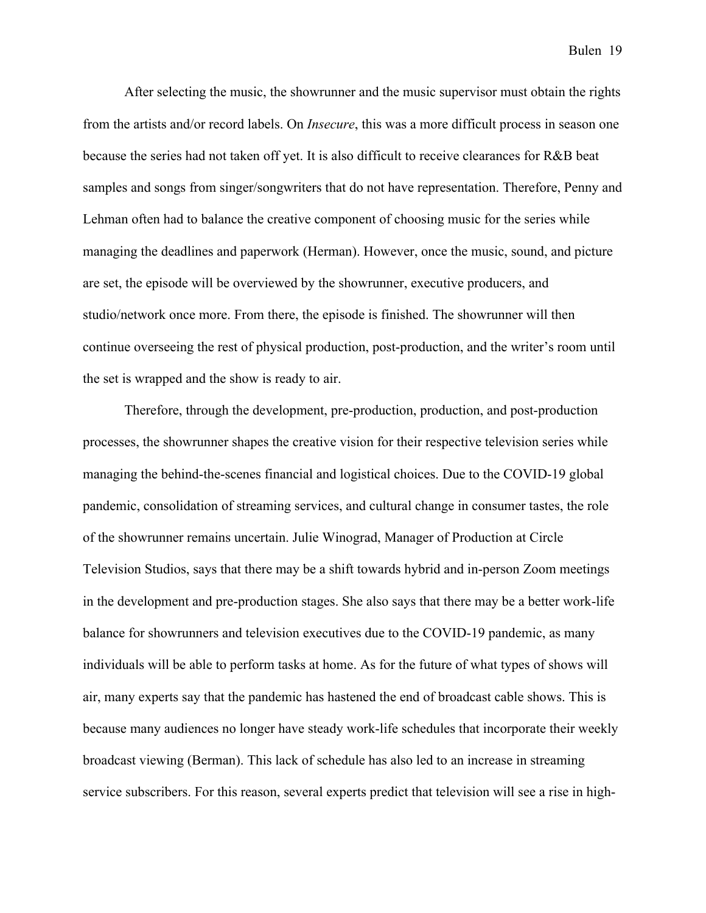After selecting the music, the showrunner and the music supervisor must obtain the rights from the artists and/or record labels. On *Insecure*, this was a more difficult process in season one because the series had not taken off yet. It is also difficult to receive clearances for R&B beat samples and songs from singer/songwriters that do not have representation. Therefore, Penny and Lehman often had to balance the creative component of choosing music for the series while managing the deadlines and paperwork (Herman). However, once the music, sound, and picture are set, the episode will be overviewed by the showrunner, executive producers, and studio/network once more. From there, the episode is finished. The showrunner will then continue overseeing the rest of physical production, post-production, and the writer's room until the set is wrapped and the show is ready to air.

Therefore, through the development, pre-production, production, and post-production processes, the showrunner shapes the creative vision for their respective television series while managing the behind-the-scenes financial and logistical choices. Due to the COVID-19 global pandemic, consolidation of streaming services, and cultural change in consumer tastes, the role of the showrunner remains uncertain. Julie Winograd, Manager of Production at Circle Television Studios, says that there may be a shift towards hybrid and in-person Zoom meetings in the development and pre-production stages. She also says that there may be a better work-life balance for showrunners and television executives due to the COVID-19 pandemic, as many individuals will be able to perform tasks at home. As for the future of what types of shows will air, many experts say that the pandemic has hastened the end of broadcast cable shows. This is because many audiences no longer have steady work-life schedules that incorporate their weekly broadcast viewing (Berman). This lack of schedule has also led to an increase in streaming service subscribers. For this reason, several experts predict that television will see a rise in high-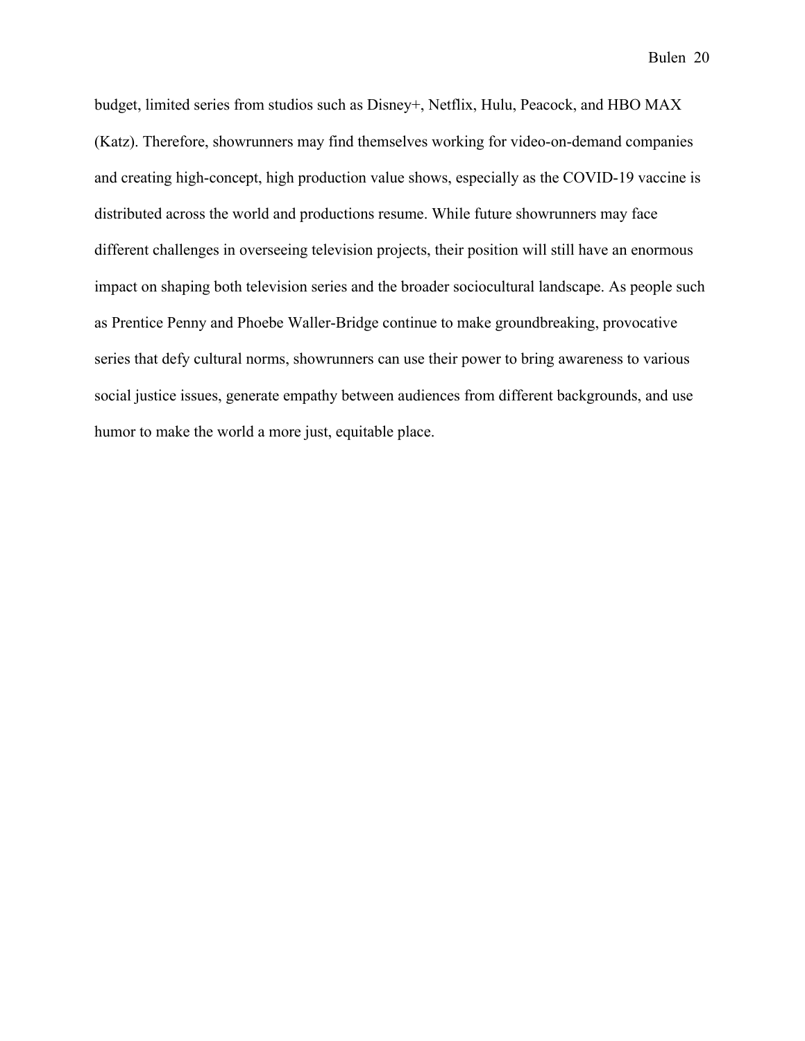budget, limited series from studios such as Disney+, Netflix, Hulu, Peacock, and HBO MAX (Katz). Therefore, showrunners may find themselves working for video-on-demand companies and creating high-concept, high production value shows, especially as the COVID-19 vaccine is distributed across the world and productions resume. While future showrunners may face different challenges in overseeing television projects, their position will still have an enormous impact on shaping both television series and the broader sociocultural landscape. As people such as Prentice Penny and Phoebe Waller-Bridge continue to make groundbreaking, provocative series that defy cultural norms, showrunners can use their power to bring awareness to various social justice issues, generate empathy between audiences from different backgrounds, and use humor to make the world a more just, equitable place.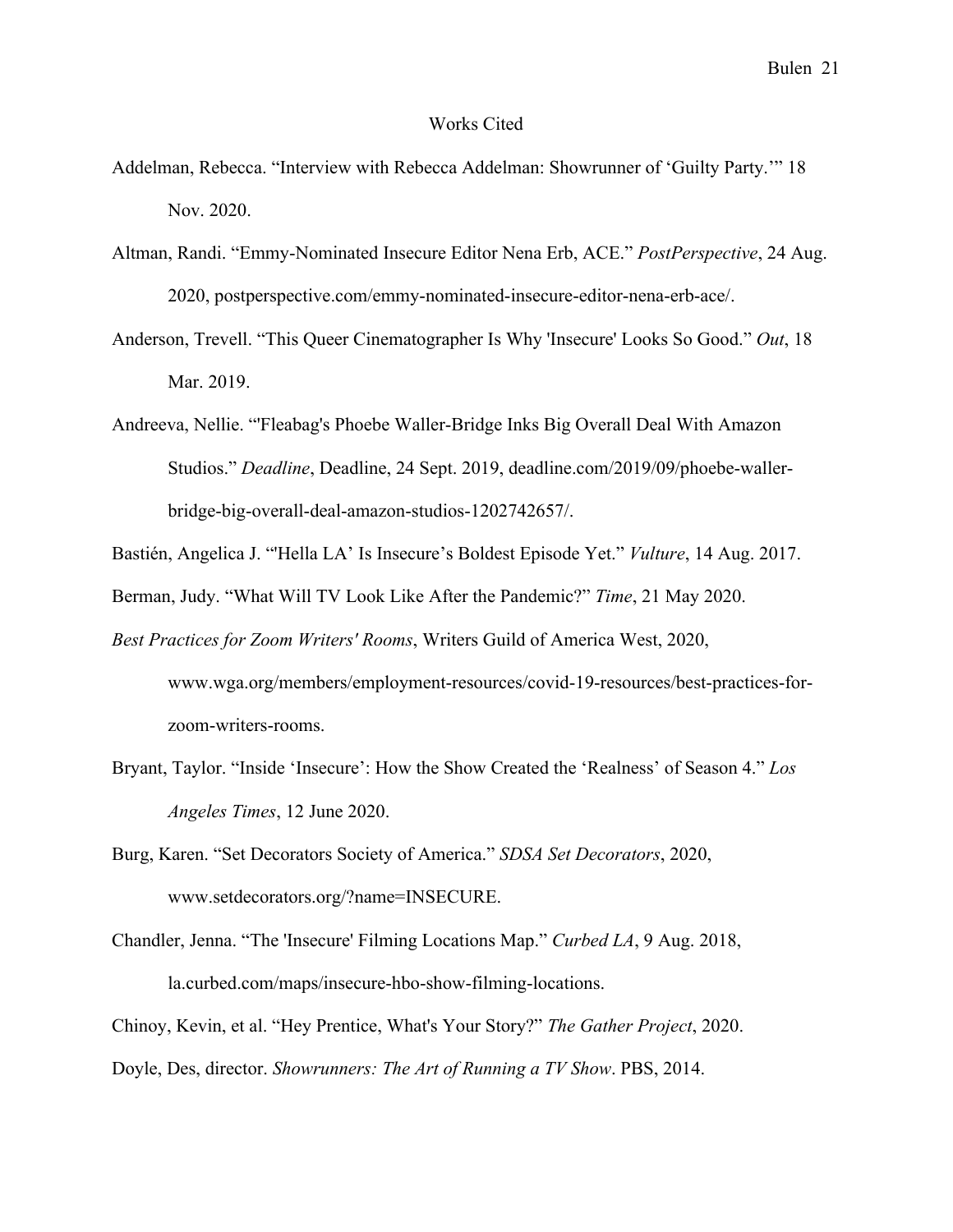# Works Cited

Addelman, Rebecca. "Interview with Rebecca Addelman: Showrunner of 'Guilty Party.'" 18 Nov. 2020.

Altman, Randi. "Emmy-Nominated Insecure Editor Nena Erb, ACE." *PostPerspective*, 24 Aug. 2020, postperspective.com/emmy-nominated-insecure-editor-nena-erb-ace/.

Anderson, Trevell. "This Queer Cinematographer Is Why 'Insecure' Looks So Good." *Out*, 18 Mar. 2019.

Andreeva, Nellie. "'Fleabag's Phoebe Waller-Bridge Inks Big Overall Deal With Amazon Studios." *Deadline*, Deadline, 24 Sept. 2019, deadline.com/2019/09/phoebe-waller-bridge-big-overall-deal-amazon-studios-1202742657/.

Bastién, Angelica J. "'Hella LA' Is Insecure's Boldest Episode Yet." *Vulture*, 14 Aug. 2017.

Berman, Judy. "What Will TV Look Like After the Pandemic?" *Time*, 21 May 2020.

*Best Practices for Zoom Writers' Rooms*, Writers Guild of America West, 2020, www.wga.org/members/employment-resources/covid-19-resources/best-practices-for-zoom-writers-rooms.

Bryant, Taylor. "Inside 'Insecure': How the Show Created the 'Realness' of Season 4." *Los Angeles Times*, 12 June 2020.

Burg, Karen. "Set Decorators Society of America." *SDSA Set Decorators*, 2020, www.setdecorators.org/?name=INSECURE.

Chandler, Jenna. "The 'Insecure' Filming Locations Map." *Curbed LA*, 9 Aug. 2018, la.curbed.com/maps/insecure-hbo-show-filming-locations.

Chinoy, Kevin, et al. "Hey Prentice, What's Your Story?" *The Gather Project*, 2020.

Doyle, Des, director. *Showrunners: The Art of Running a TV Show*. PBS, 2014.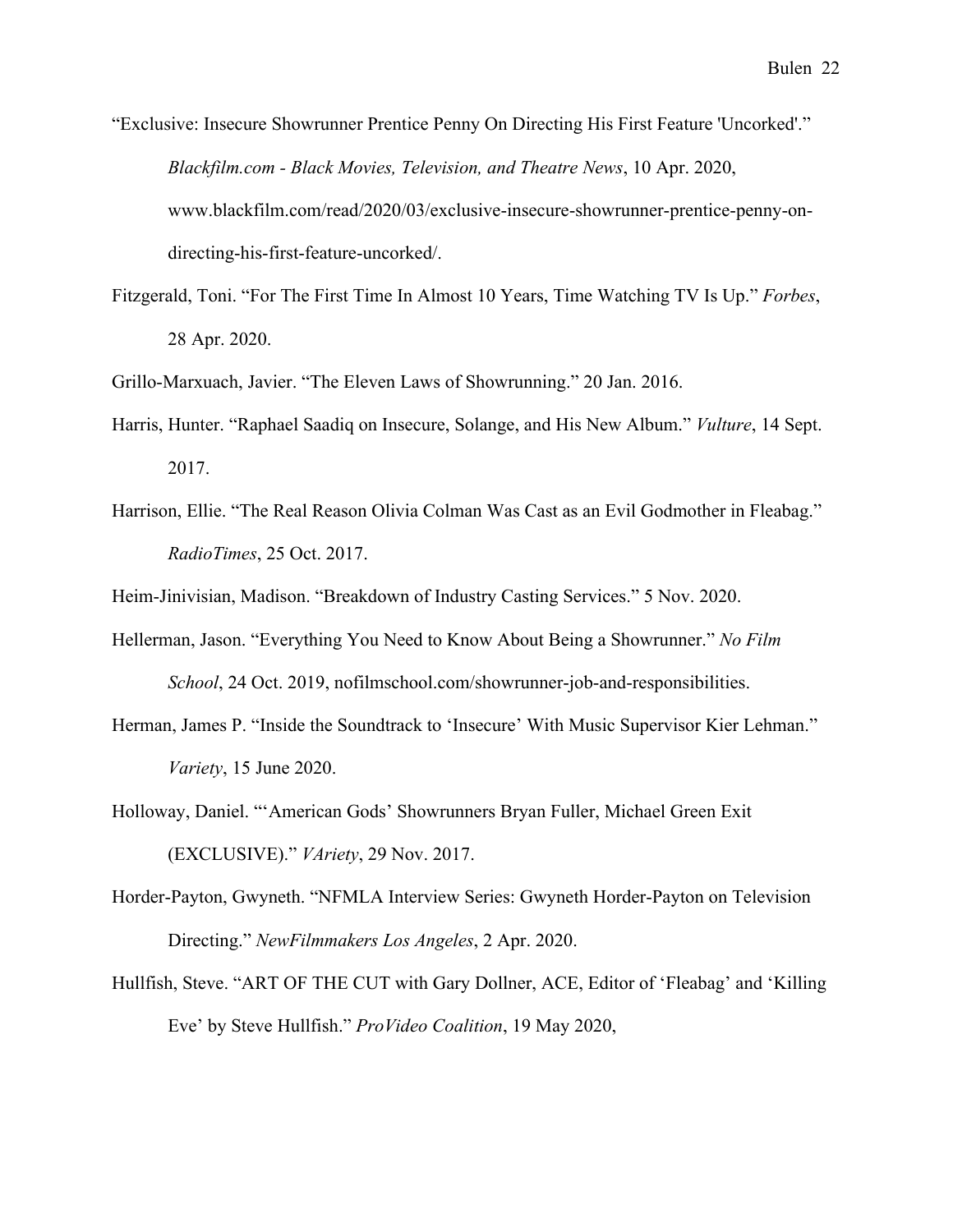“Exclusive: Insecure Showrunner Prentice Penny On Directing His First Feature 'Uncorked'.” *Blackfilm.com - Black Movies, Television, and Theatre News*, 10 Apr. 2020, www.blackfilm.com/read/2020/03/exclusive-insecure-showrunner-prentice-penny-on-directing-his-first-feature-uncorked/.

Fitzgerald, Toni. “For The First Time In Almost 10 Years, Time Watching TV Is Up.” *Forbes*, 28 Apr. 2020.

Grillo-Marxuach, Javier. “The Eleven Laws of Showrunning.” 20 Jan. 2016.

Harris, Hunter. “Raphael Saadiq on Insecure, Solange, and His New Album.” *Vulture*, 14 Sept. 2017.

Harrison, Ellie. “The Real Reason Olivia Colman Was Cast as an Evil Godmother in Fleabag.” *RadioTimes*, 25 Oct. 2017.

Heim-Jinivisian, Madison. “Breakdown of Industry Casting Services.” 5 Nov. 2020.

Hellerman, Jason. “Everything You Need to Know About Being a Showrunner.” *No Film School*, 24 Oct. 2019, nofilmschool.com/showrunner-job-and-responsibilities.

Herman, James P. “Inside the Soundtrack to ‘Insecure’ With Music Supervisor Kier Lehman.” *Variety*, 15 June 2020.

Holloway, Daniel. “‘American Gods’ Showrunners Bryan Fuller, Michael Green Exit (EXCLUSIVE).” *VAriety*, 29 Nov. 2017.

Horder-Payton, Gwyneth. “NFMLA Interview Series: Gwyneth Horder-Payton on Television Directing.” *NewFilmmakers Los Angeles*, 2 Apr. 2020.

Hullfish, Steve. “ART OF THE CUT with Gary Dollner, ACE, Editor of ‘Fleabag’ and ‘Killing Eve’ by Steve Hullfish.” *ProVideo Coalition*, 19 May 2020,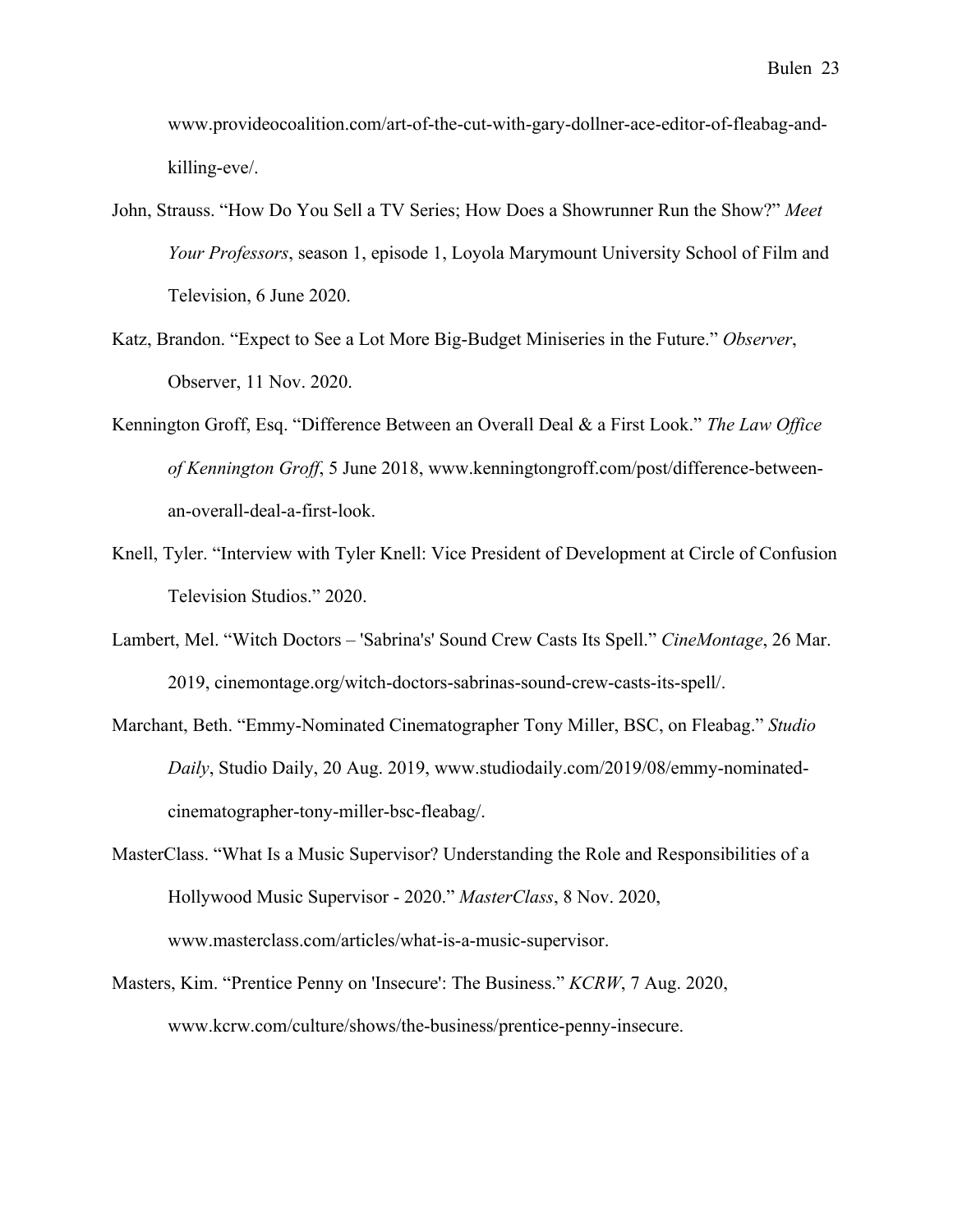www.provideocoalition.com/art-of-the-cut-with-gary-dollner-ace-editor-of-fleabag-and-killing-eve/.

John, Strauss. “How Do You Sell a TV Series; How Does a Showrunner Run the Show?” *Meet Your Professors*, season 1, episode 1, Loyola Marymount University School of Film and Television, 6 June 2020.

Katz, Brandon. “Expect to See a Lot More Big-Budget Miniseries in the Future.” *Observer*, Observer, 11 Nov. 2020.

Kennington Groff, Esq. “Difference Between an Overall Deal & a First Look.” *The Law Office of Kennington Groff*, 5 June 2018, www.kenningtongroff.com/post/difference-between-an-overall-deal-a-first-look.

Knell, Tyler. “Interview with Tyler Knell: Vice President of Development at Circle of Confusion Television Studios.” 2020.

Lambert, Mel. “Witch Doctors – 'Sabrina's' Sound Crew Casts Its Spell.” *CineMontage*, 26 Mar. 2019, cinemontage.org/witch-doctors-sabrinas-sound-crew-casts-its-spell/.

Marchant, Beth. “Emmy-Nominated Cinematographer Tony Miller, BSC, on Fleabag.” *Studio Daily*, Studio Daily, 20 Aug. 2019, www.studiodaily.com/2019/08/emmy-nominated-cinematographer-tony-miller-bsc-fleabag/.

MasterClass. “What Is a Music Supervisor? Understanding the Role and Responsibilities of a Hollywood Music Supervisor - 2020.” *MasterClass*, 8 Nov. 2020, www.masterclass.com/articles/what-is-a-music-supervisor.

Masters, Kim. “Prentice Penny on 'Insecure': The Business.” *KCRW*, 7 Aug. 2020, www.kcrw.com/culture/shows/the-business/prentice-penny-insecure.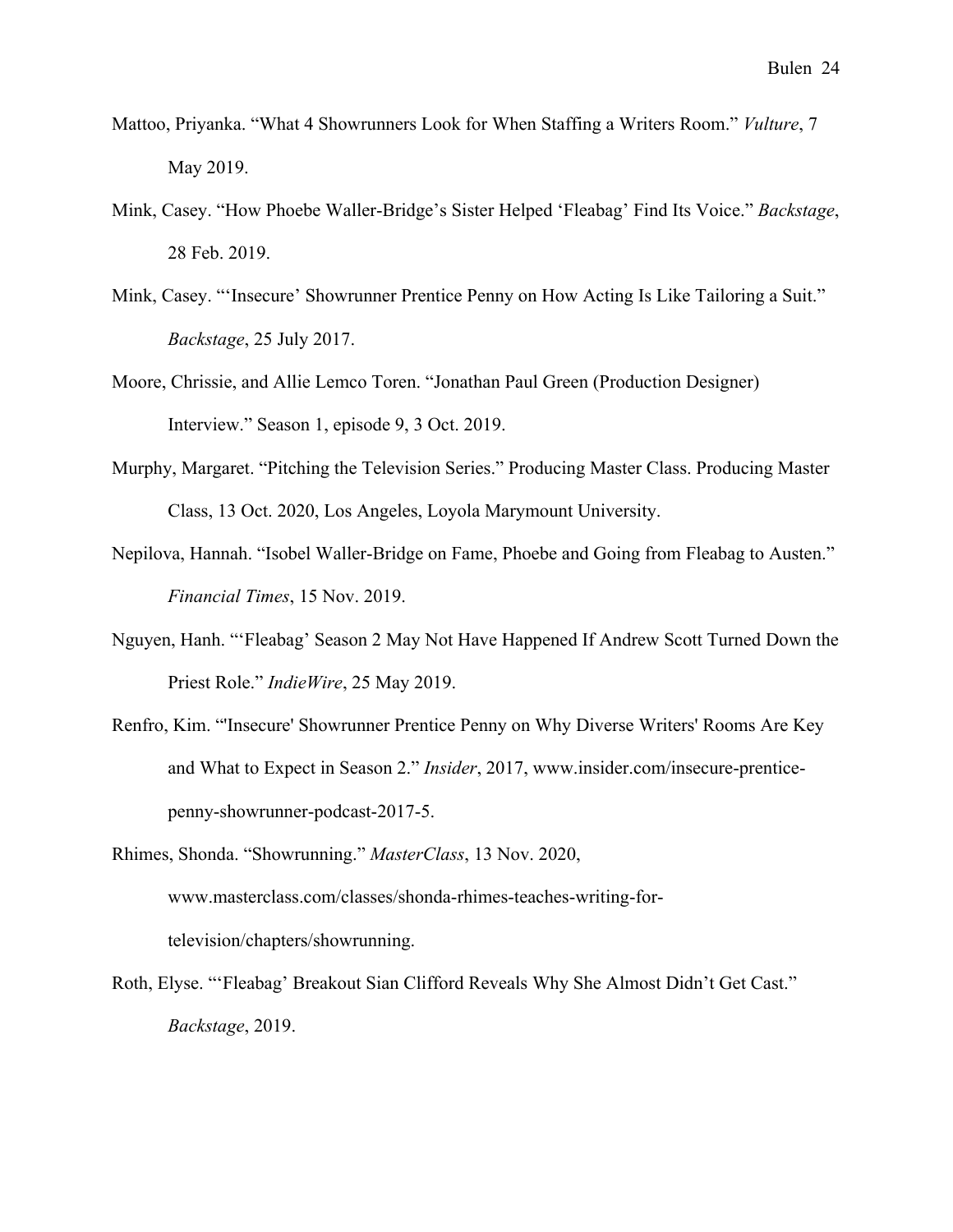Mattoo, Priyanka. “What 4 Showrunners Look for When Staffing a Writers Room.” *Vulture*, 7 May 2019.

Mink, Casey. “How Phoebe Waller-Bridge’s Sister Helped ‘Fleabag’ Find Its Voice.” *Backstage*, 28 Feb. 2019.

Mink, Casey. “‘Insecure’ Showrunner Prentice Penny on How Acting Is Like Tailoring a Suit.” *Backstage*, 25 July 2017.

Moore, Chrissie, and Allie Lemco Toren. “Jonathan Paul Green (Production Designer) Interview.” Season 1, episode 9, 3 Oct. 2019.

Murphy, Margaret. “Pitching the Television Series.” Producing Master Class. Producing Master Class, 13 Oct. 2020, Los Angeles, Loyola Marymount University.

Nepilova, Hannah. “Isobel Waller-Bridge on Fame, Phoebe and Going from Fleabag to Austen.” *Financial Times*, 15 Nov. 2019.

Nguyen, Hanh. “‘Fleabag’ Season 2 May Not Have Happened If Andrew Scott Turned Down the Priest Role.” *IndieWire*, 25 May 2019.

Renfro, Kim. “'Insecure' Showrunner Prentice Penny on Why Diverse Writers' Rooms Are Key and What to Expect in Season 2.” *Insider*, 2017, www.insider.com/insecure-prentice-penny-showrunner-podcast-2017-5.

Rhimes, Shonda. “Showrunning.” *MasterClass*, 13 Nov. 2020, www.masterclass.com/classes/shonda-rhimes-teaches-writing-for-television/chapters/showrunning.

Roth, Elyse. “‘Fleabag’ Breakout Sian Clifford Reveals Why She Almost Didn’t Get Cast.” *Backstage*, 2019.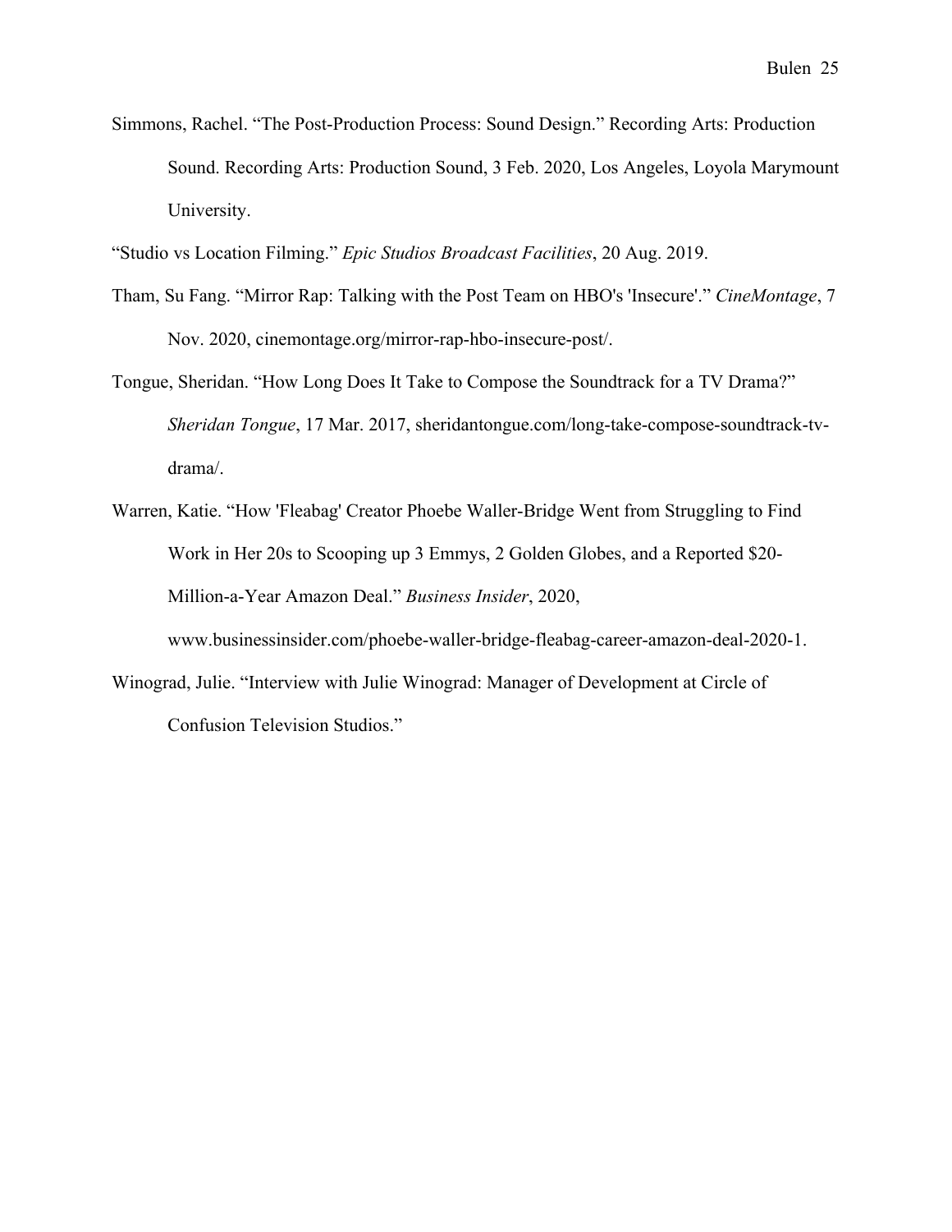Simmons, Rachel. “The Post-Production Process: Sound Design.” Recording Arts: Production Sound. Recording Arts: Production Sound, 3 Feb. 2020, Los Angeles, Loyola Marymount University.

“Studio vs Location Filming.” *Epic Studios Broadcast Facilities*, 20 Aug. 2019.

Tham, Su Fang. “Mirror Rap: Talking with the Post Team on HBO's 'Insecure'.” *CineMontage*, 7 Nov. 2020, cinemontage.org/mirror-rap-hbo-insecure-post/.

Tongue, Sheridan. “How Long Does It Take to Compose the Soundtrack for a TV Drama?” *Sheridan Tongue*, 17 Mar. 2017, sheridantongue.com/long-take-compose-soundtrack-tv-drama/.

Warren, Katie. “How 'Fleabag' Creator Phoebe Waller-Bridge Went from Struggling to Find Work in Her 20s to Scooping up 3 Emmys, 2 Golden Globes, and a Reported $20-Million-a-Year Amazon Deal.” *Business Insider*, 2020, www.businessinsider.com/phoebe-waller-bridge-fleabag-career-amazon-deal-2020-1.

Winograd, Julie. “Interview with Julie Winograd: Manager of Development at Circle of Confusion Television Studios.”